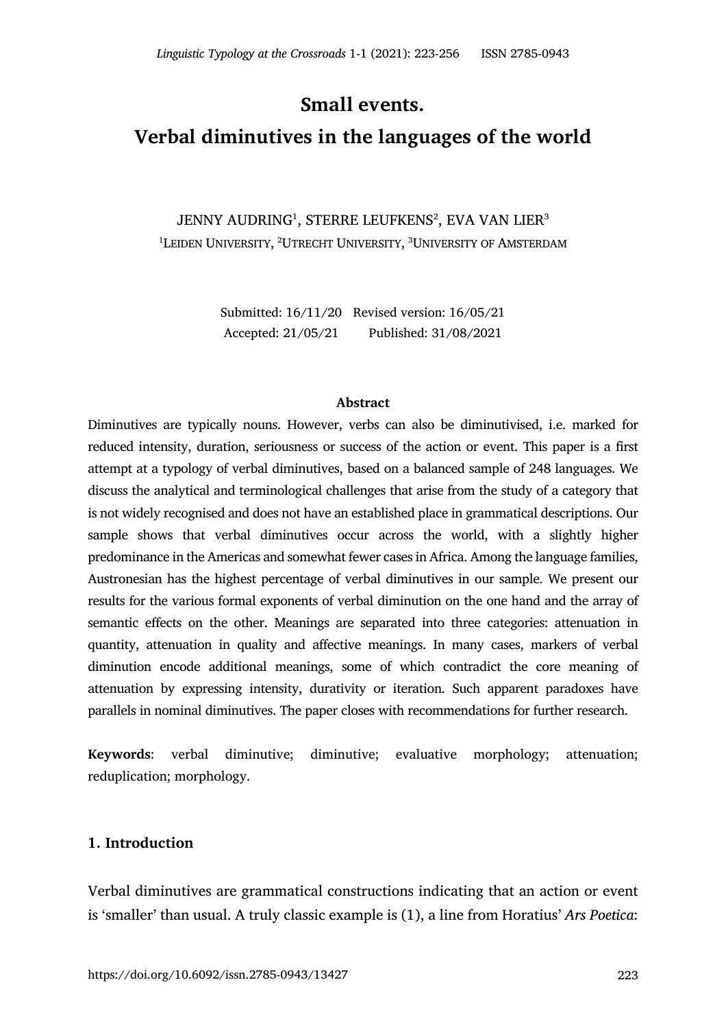# Small events.
# Verbal diminutives in the languages of the world

JENNY AUDRING[1], STERRE LEUFKENS[2], EVA VAN LIER[3]

[1]LEIDEN UNIVERSITY, [2]UTRECHT UNIVERSITY, [3]UNIVERSITY OF AMSTERDAM

Submitted: 16/11/20 Revised version: 16/05/21
Accepted: 21/05/21 Published: 31/08/2021

**Abstract**

Diminutives are typically nouns. However, verbs can also be diminutivised, i.e. marked for reduced intensity, duration, seriousness or success of the action or event. This paper is a first attempt at a typology of verbal diminutives, based on a balanced sample of 248 languages. We discuss the analytical and terminological challenges that arise from the study of a category that is not widely recognised and does not have an established place in grammatical descriptions. Our sample shows that verbal diminutives occur across the world, with a slightly higher predominance in the Americas and somewhat fewer cases in Africa. Among the language families, Austronesian has the highest percentage of verbal diminutives in our sample. We present our results for the various formal exponents of verbal diminution on the one hand and the array of semantic effects on the other. Meanings are separated into three categories: attenuation in quantity, attenuation in quality and affective meanings. In many cases, markers of verbal diminution encode additional meanings, some of which contradict the core meaning of attenuation by expressing intensity, durativity or iteration. Such apparent paradoxes have parallels in nominal diminutives. The paper closes with recommendations for further research.

**Keywords**: verbal diminutive; diminutive; evaluative morphology; attenuation; reduplication; morphology.

## 1. Introduction

Verbal diminutives are grammatical constructions indicating that an action or event is 'smaller' than usual. A truly classic example is (1), a line from Horatius' *Ars Poetica*: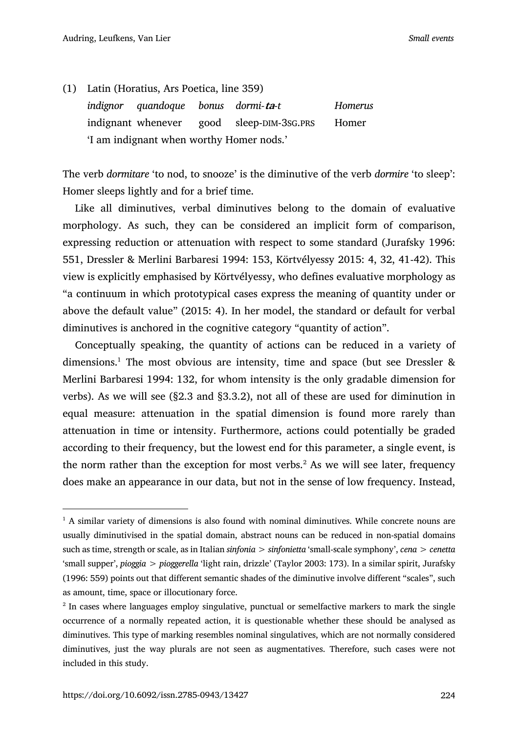(1) Latin (Horatius, Ars Poetica, line 359)

| *indignor* | *quandoque* | *bonus* | *dormi-**ta**-t* | *Homerus* |
|---|---|---|---|---|
| indignant | whenever | good | sleep-DIM-3SG.PRS | Homer |

'I am indignant when worthy Homer nods.'

The verb *dormitare* 'to nod, to snooze' is the diminutive of the verb *dormire* 'to sleep': Homer sleeps lightly and for a brief time.

Like all diminutives, verbal diminutives belong to the domain of evaluative morphology. As such, they can be considered an implicit form of comparison, expressing reduction or attenuation with respect to some standard (Jurafsky 1996: 551, Dressler & Merlini Barbaresi 1994: 153, Körtvélyessy 2015: 4, 32, 41-42). This view is explicitly emphasised by Körtvélyessy, who defines evaluative morphology as "a continuum in which prototypical cases express the meaning of quantity under or above the default value" (2015: 4). In her model, the standard or default for verbal diminutives is anchored in the cognitive category "quantity of action".

Conceptually speaking, the quantity of actions can be reduced in a variety of dimensions.[1] The most obvious are intensity, time and space (but see Dressler & Merlini Barbaresi 1994: 132, for whom intensity is the only gradable dimension for verbs). As we will see (§2.3 and §3.3.2), not all of these are used for diminution in equal measure: attenuation in the spatial dimension is found more rarely than attenuation in time or intensity. Furthermore, actions could potentially be graded according to their frequency, but the lowest end for this parameter, a single event, is the norm rather than the exception for most verbs.[2] As we will see later, frequency does make an appearance in our data, but not in the sense of low frequency. Instead,

---

[1] A similar variety of dimensions is also found with nominal diminutives. While concrete nouns are usually diminutivised in the spatial domain, abstract nouns can be reduced in non-spatial domains such as time, strength or scale, as in Italian *sinfonia* > *sinfonietta* 'small-scale symphony', *cena* > *cenetta* 'small supper', *pioggia* > *pioggerella* 'light rain, drizzle' (Taylor 2003: 173). In a similar spirit, Jurafsky (1996: 559) points out that different semantic shades of the diminutive involve different "scales", such as amount, time, space or illocutionary force.

[2] In cases where languages employ singulative, punctual or semelfactive markers to mark the single occurrence of a normally repeated action, it is questionable whether these should be analysed as diminutives. This type of marking resembles nominal singulatives, which are not normally considered diminutives, just the way plurals are not seen as augmentatives. Therefore, such cases were not included in this study.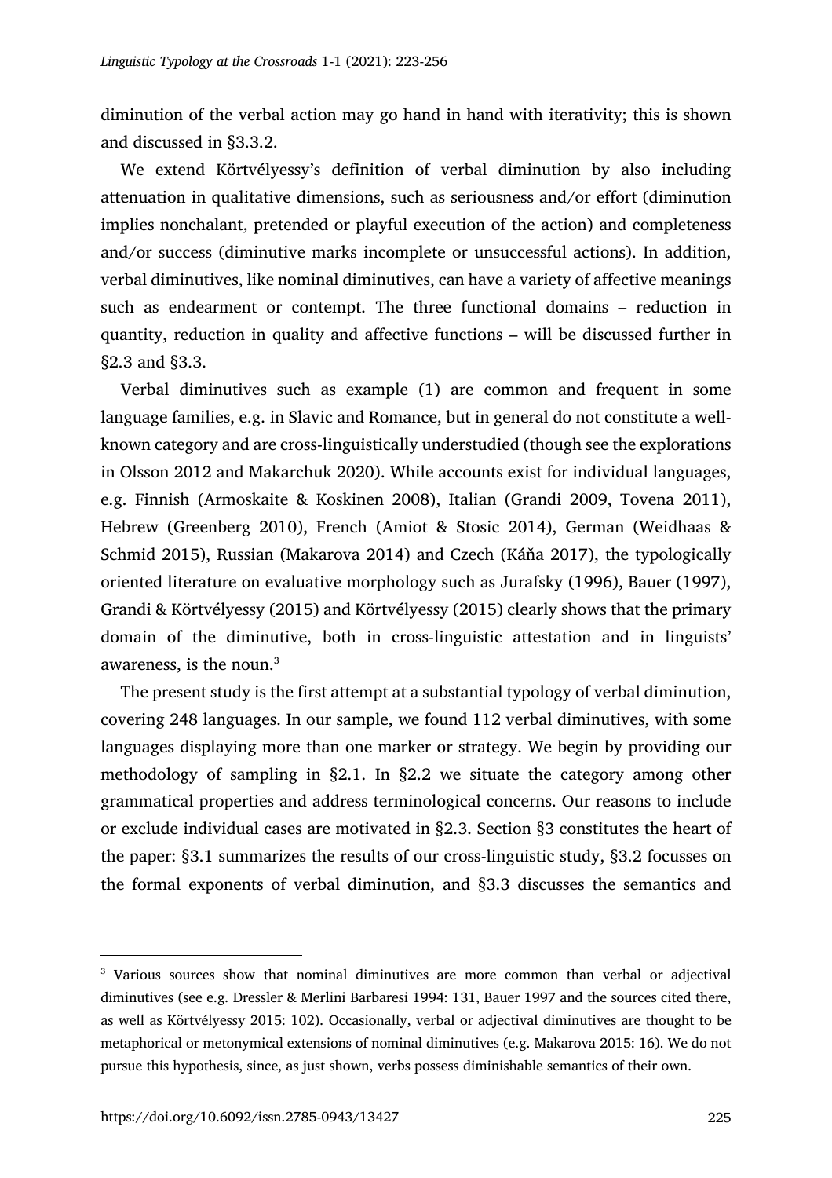diminution of the verbal action may go hand in hand with iterativity; this is shown and discussed in §3.3.2.

We extend Körtvélyessy's definition of verbal diminution by also including attenuation in qualitative dimensions, such as seriousness and/or effort (diminution implies nonchalant, pretended or playful execution of the action) and completeness and/or success (diminutive marks incomplete or unsuccessful actions). In addition, verbal diminutives, like nominal diminutives, can have a variety of affective meanings such as endearment or contempt. The three functional domains – reduction in quantity, reduction in quality and affective functions – will be discussed further in §2.3 and §3.3.

Verbal diminutives such as example (1) are common and frequent in some language families, e.g. in Slavic and Romance, but in general do not constitute a well-known category and are cross-linguistically understudied (though see the explorations in Olsson 2012 and Makarchuk 2020). While accounts exist for individual languages, e.g. Finnish (Armoskaite & Koskinen 2008), Italian (Grandi 2009, Tovena 2011), Hebrew (Greenberg 2010), French (Amiot & Stosic 2014), German (Weidhaas & Schmid 2015), Russian (Makarova 2014) and Czech (Káňa 2017), the typologically oriented literature on evaluative morphology such as Jurafsky (1996), Bauer (1997), Grandi & Körtvélyessy (2015) and Körtvélyessy (2015) clearly shows that the primary domain of the diminutive, both in cross-linguistic attestation and in linguists' awareness, is the noun.[3]

The present study is the first attempt at a substantial typology of verbal diminution, covering 248 languages. In our sample, we found 112 verbal diminutives, with some languages displaying more than one marker or strategy. We begin by providing our methodology of sampling in §2.1. In §2.2 we situate the category among other grammatical properties and address terminological concerns. Our reasons to include or exclude individual cases are motivated in §2.3. Section §3 constitutes the heart of the paper: §3.1 summarizes the results of our cross-linguistic study, §3.2 focusses on the formal exponents of verbal diminution, and §3.3 discusses the semantics and

---

[3] Various sources show that nominal diminutives are more common than verbal or adjectival diminutives (see e.g. Dressler & Merlini Barbaresi 1994: 131, Bauer 1997 and the sources cited there, as well as Körtvélyessy 2015: 102). Occasionally, verbal or adjectival diminutives are thought to be metaphorical or metonymical extensions of nominal diminutives (e.g. Makarova 2015: 16). We do not pursue this hypothesis, since, as just shown, verbs possess diminishable semantics of their own.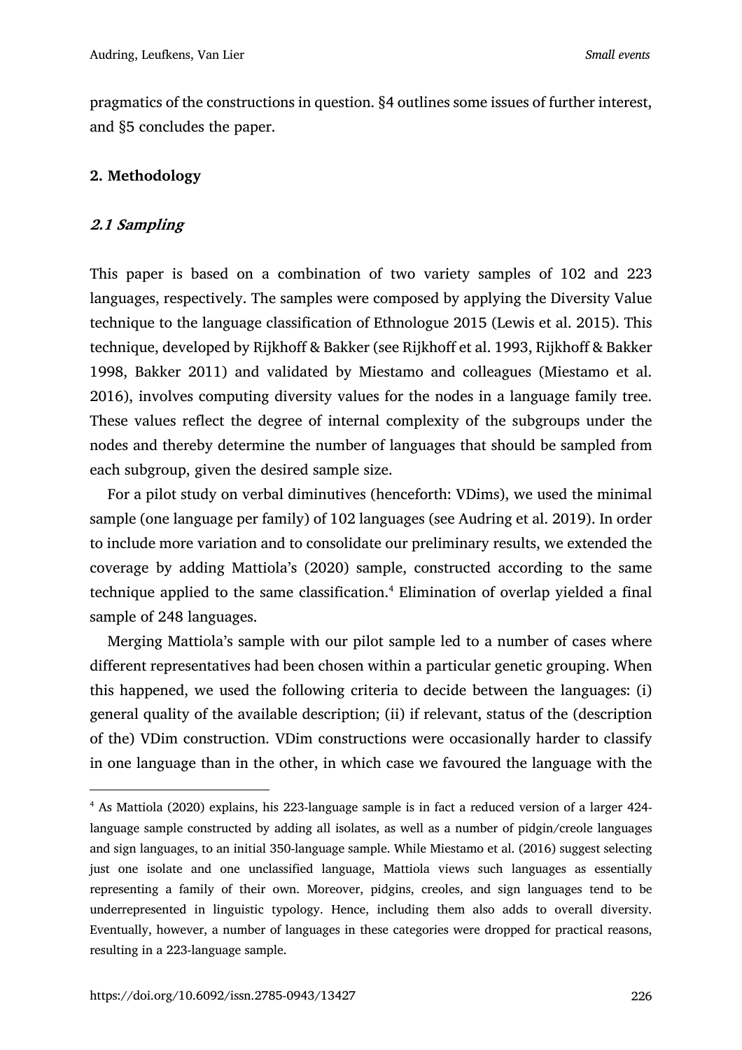pragmatics of the constructions in question. §4 outlines some issues of further interest, and §5 concludes the paper.

## 2. Methodology

### *2.1 Sampling*

This paper is based on a combination of two variety samples of 102 and 223 languages, respectively. The samples were composed by applying the Diversity Value technique to the language classification of Ethnologue 2015 (Lewis et al. 2015). This technique, developed by Rijkhoff & Bakker (see Rijkhoff et al. 1993, Rijkhoff & Bakker 1998, Bakker 2011) and validated by Miestamo and colleagues (Miestamo et al. 2016), involves computing diversity values for the nodes in a language family tree. These values reflect the degree of internal complexity of the subgroups under the nodes and thereby determine the number of languages that should be sampled from each subgroup, given the desired sample size.

For a pilot study on verbal diminutives (henceforth: VDims), we used the minimal sample (one language per family) of 102 languages (see Audring et al. 2019). In order to include more variation and to consolidate our preliminary results, we extended the coverage by adding Mattiola's (2020) sample, constructed according to the same technique applied to the same classification.[4] Elimination of overlap yielded a final sample of 248 languages.

Merging Mattiola's sample with our pilot sample led to a number of cases where different representatives had been chosen within a particular genetic grouping. When this happened, we used the following criteria to decide between the languages: (i) general quality of the available description; (ii) if relevant, status of the (description of the) VDim construction. VDim constructions were occasionally harder to classify in one language than in the other, in which case we favoured the language with the

[4] As Mattiola (2020) explains, his 223-language sample is in fact a reduced version of a larger 424-language sample constructed by adding all isolates, as well as a number of pidgin/creole languages and sign languages, to an initial 350-language sample. While Miestamo et al. (2016) suggest selecting just one isolate and one unclassified language, Mattiola views such languages as essentially representing a family of their own. Moreover, pidgins, creoles, and sign languages tend to be underrepresented in linguistic typology. Hence, including them also adds to overall diversity. Eventually, however, a number of languages in these categories were dropped for practical reasons, resulting in a 223-language sample.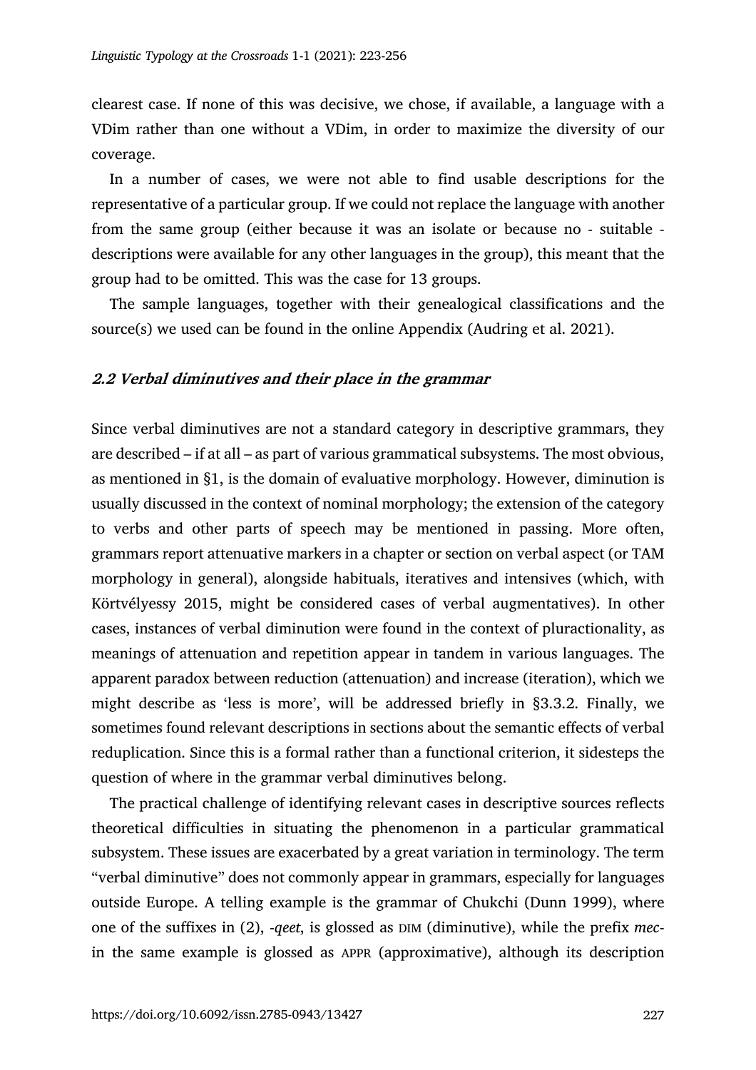clearest case. If none of this was decisive, we chose, if available, a language with a VDim rather than one without a VDim, in order to maximize the diversity of our coverage.

In a number of cases, we were not able to find usable descriptions for the representative of a particular group. If we could not replace the language with another from the same group (either because it was an isolate or because no - suitable - descriptions were available for any other languages in the group), this meant that the group had to be omitted. This was the case for 13 groups.

The sample languages, together with their genealogical classifications and the source(s) we used can be found in the online Appendix (Audring et al. 2021).

### *2.2 Verbal diminutives and their place in the grammar*

Since verbal diminutives are not a standard category in descriptive grammars, they are described – if at all – as part of various grammatical subsystems. The most obvious, as mentioned in §1, is the domain of evaluative morphology. However, diminution is usually discussed in the context of nominal morphology; the extension of the category to verbs and other parts of speech may be mentioned in passing. More often, grammars report attenuative markers in a chapter or section on verbal aspect (or TAM morphology in general), alongside habituals, iteratives and intensives (which, with Körtvélyessy 2015, might be considered cases of verbal augmentatives). In other cases, instances of verbal diminution were found in the context of pluractionality, as meanings of attenuation and repetition appear in tandem in various languages. The apparent paradox between reduction (attenuation) and increase (iteration), which we might describe as 'less is more', will be addressed briefly in §3.3.2. Finally, we sometimes found relevant descriptions in sections about the semantic effects of verbal reduplication. Since this is a formal rather than a functional criterion, it sidesteps the question of where in the grammar verbal diminutives belong.

The practical challenge of identifying relevant cases in descriptive sources reflects theoretical difficulties in situating the phenomenon in a particular grammatical subsystem. These issues are exacerbated by a great variation in terminology. The term "verbal diminutive" does not commonly appear in grammars, especially for languages outside Europe. A telling example is the grammar of Chukchi (Dunn 1999), where one of the suffixes in (2), *-qeet*, is glossed as DIM (diminutive), while the prefix *mec-* in the same example is glossed as APPR (approximative), although its description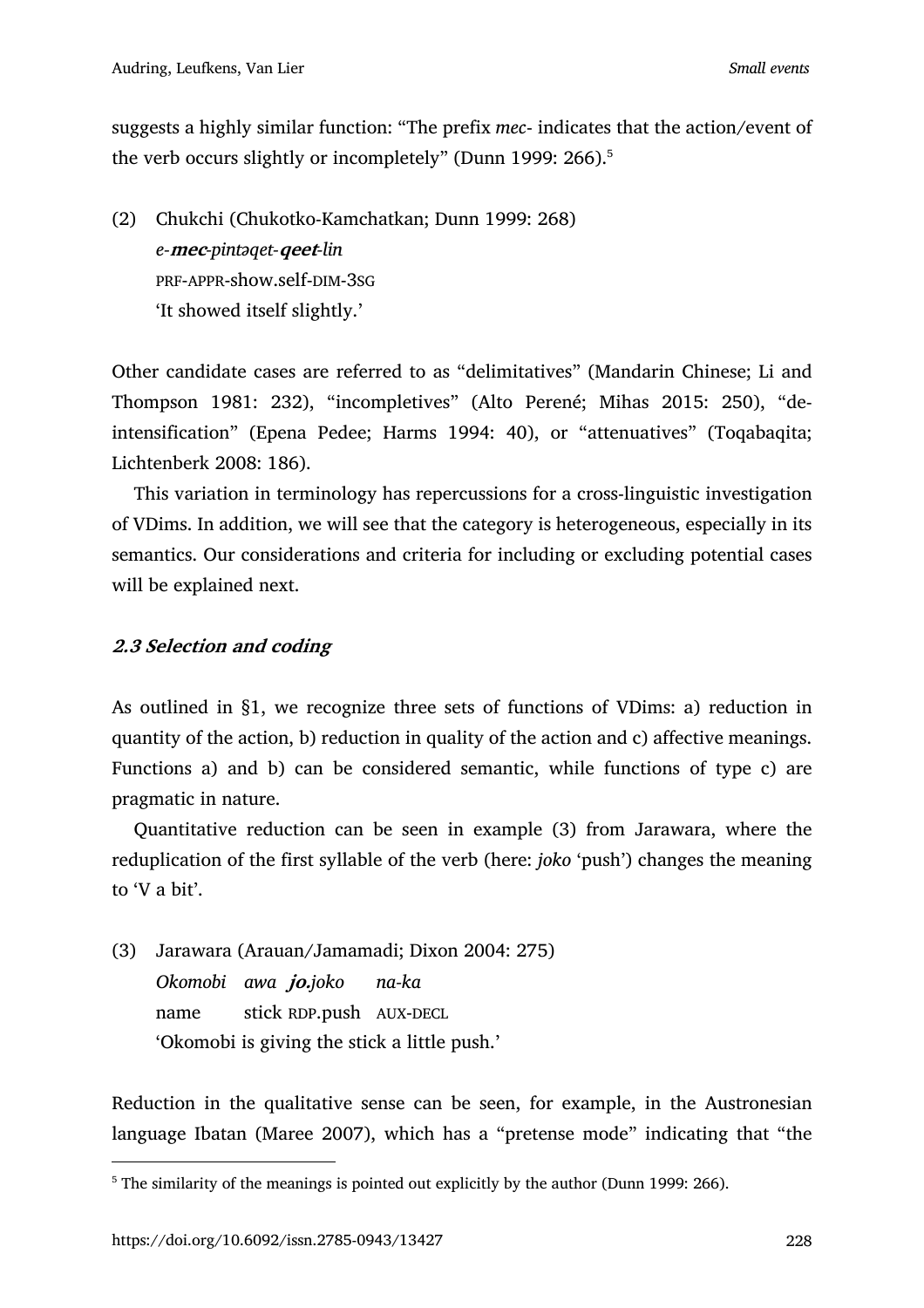suggests a highly similar function: "The prefix *mec-* indicates that the action/event of the verb occurs slightly or incompletely" (Dunn 1999: 266).[5]

(2) Chukchi (Chukotko-Kamchatkan; Dunn 1999: 268)
*e-**mec**-pintəqet-**qeet**-lin*
PRF-APPR-show.self-DIM-3SG
'It showed itself slightly.'

Other candidate cases are referred to as "delimitatives" (Mandarin Chinese; Li and Thompson 1981: 232), "incompletives" (Alto Perené; Mihas 2015: 250), "de-intensification" (Epena Pedee; Harms 1994: 40), or "attenuatives" (Toqabaqita; Lichtenberk 2008: 186).

This variation in terminology has repercussions for a cross-linguistic investigation of VDims. In addition, we will see that the category is heterogeneous, especially in its semantics. Our considerations and criteria for including or excluding potential cases will be explained next.

### *2.3 Selection and coding*

As outlined in §1, we recognize three sets of functions of VDims: a) reduction in quantity of the action, b) reduction in quality of the action and c) affective meanings. Functions a) and b) can be considered semantic, while functions of type c) are pragmatic in nature.

Quantitative reduction can be seen in example (3) from Jarawara, where the reduplication of the first syllable of the verb (here: *joko* 'push') changes the meaning to 'V a bit'.

(3) Jarawara (Arauan/Jamamadi; Dixon 2004: 275)
*Okomobi awa **jo**.joko na-ka*
name stick RDP.push AUX-DECL
'Okomobi is giving the stick a little push.'

Reduction in the qualitative sense can be seen, for example, in the Austronesian language Ibatan (Maree 2007), which has a "pretense mode" indicating that "the

[5] The similarity of the meanings is pointed out explicitly by the author (Dunn 1999: 266).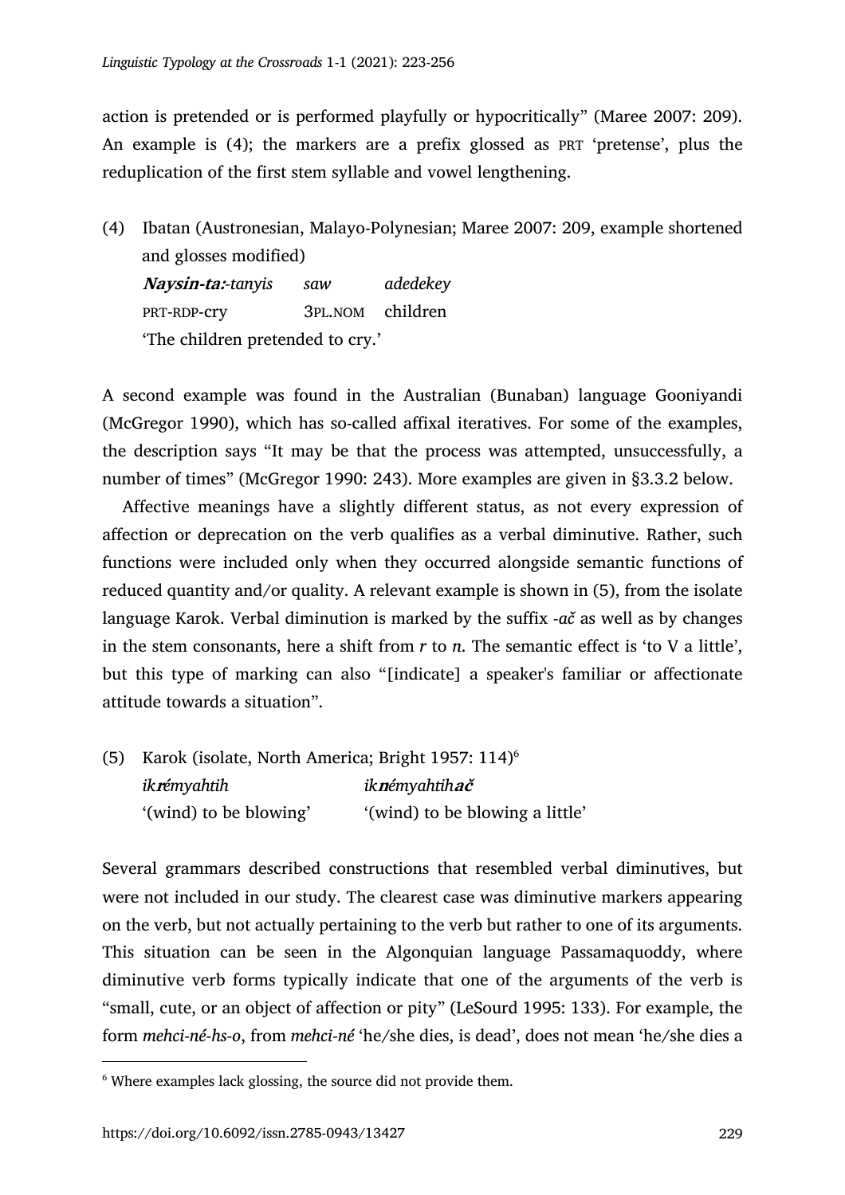action is pretended or is performed playfully or hypocritically" (Maree 2007: 209). An example is (4); the markers are a prefix glossed as PRT 'pretense', plus the reduplication of the first stem syllable and vowel lengthening.

(4) Ibatan (Austronesian, Malayo-Polynesian; Maree 2007: 209, example shortened and glosses modified)

| ***Naysin-ta:****-tanyis* | *saw* | *adedekey* |
|---|---|---|
| PRT-RDP-cry | 3PL.NOM | children |

'The children pretended to cry.'

A second example was found in the Australian (Bunaban) language Gooniyandi (McGregor 1990), which has so-called affixal iteratives. For some of the examples, the description says "It may be that the process was attempted, unsuccessfully, a number of times" (McGregor 1990: 243). More examples are given in §3.3.2 below.

Affective meanings have a slightly different status, as not every expression of affection or deprecation on the verb qualifies as a verbal diminutive. Rather, such functions were included only when they occurred alongside semantic functions of reduced quantity and/or quality. A relevant example is shown in (5), from the isolate language Karok. Verbal diminution is marked by the suffix *-ač* as well as by changes in the stem consonants, here a shift from *r* to *n*. The semantic effect is 'to V a little', but this type of marking can also "[indicate] a speaker's familiar or affectionate attitude towards a situation".

(5) Karok (isolate, North America; Bright 1957: 114)[6]

| *ik**r**émyahtih* | *ik**n**émyahtih**ač*** |
|---|---|
| '(wind) to be blowing' | '(wind) to be blowing a little' |

Several grammars described constructions that resembled verbal diminutives, but were not included in our study. The clearest case was diminutive markers appearing on the verb, but not actually pertaining to the verb but rather to one of its arguments. This situation can be seen in the Algonquian language Passamaquoddy, where diminutive verb forms typically indicate that one of the arguments of the verb is "small, cute, or an object of affection or pity" (LeSourd 1995: 133). For example, the form *mehci-né-hs-o*, from *mehci-né* 'he/she dies, is dead', does not mean 'he/she dies a

[6] Where examples lack glossing, the source did not provide them.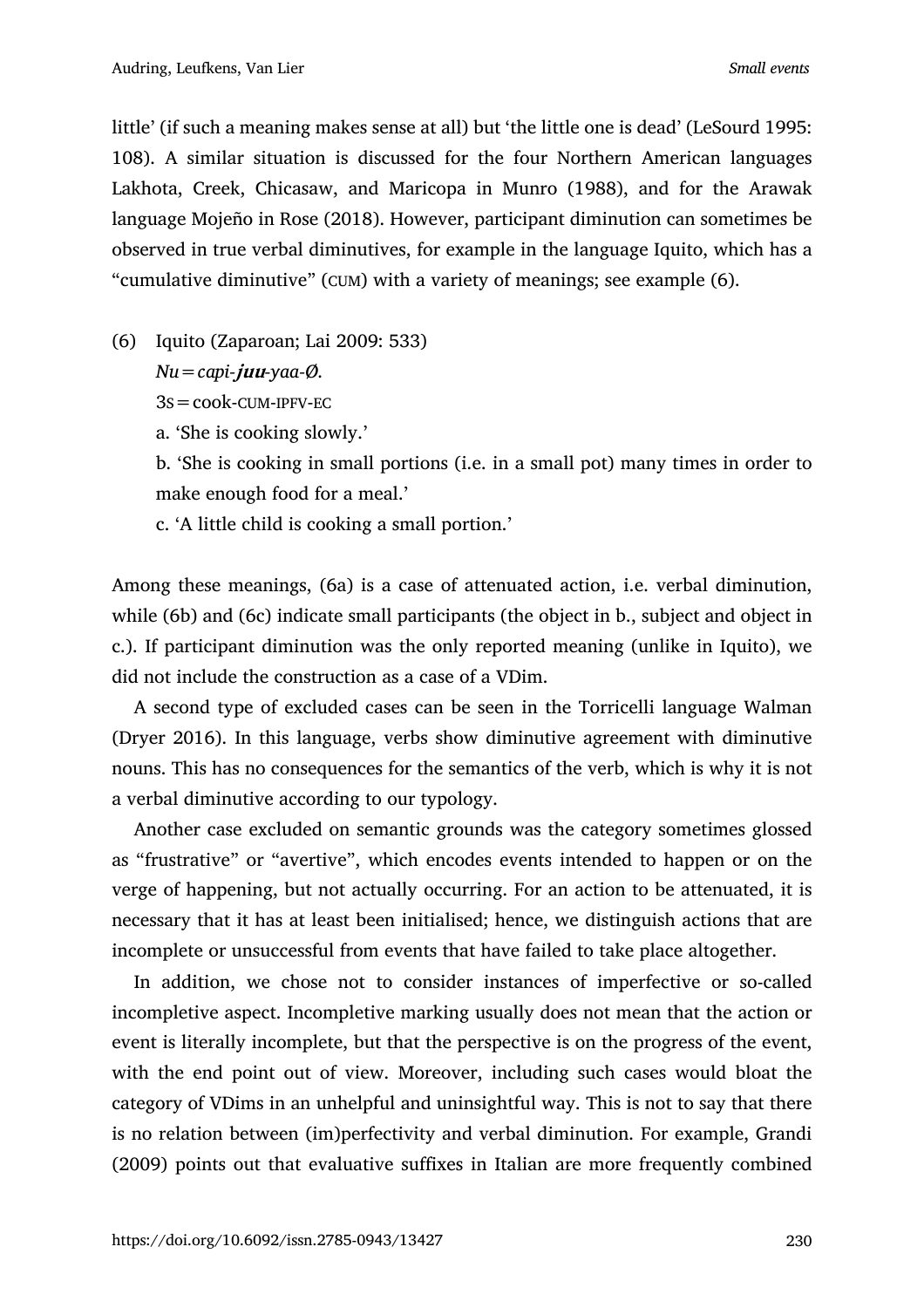little' (if such a meaning makes sense at all) but 'the little one is dead' (LeSourd 1995: 108). A similar situation is discussed for the four Northern American languages Lakhota, Creek, Chicasaw, and Maricopa in Munro (1988), and for the Arawak language Mojeño in Rose (2018). However, participant diminution can sometimes be observed in true verbal diminutives, for example in the language Iquito, which has a "cumulative diminutive" (CUM) with a variety of meanings; see example (6).

(6) Iquito (Zaparoan; Lai 2009: 533)
*Nu=capi-**juu**-yaa-Ø.*
3S=cook-CUM-IPFV-EC
a. 'She is cooking slowly.'
b. 'She is cooking in small portions (i.e. in a small pot) many times in order to make enough food for a meal.'
c. 'A little child is cooking a small portion.'

Among these meanings, (6a) is a case of attenuated action, i.e. verbal diminution, while (6b) and (6c) indicate small participants (the object in b., subject and object in c.). If participant diminution was the only reported meaning (unlike in Iquito), we did not include the construction as a case of a VDim.

A second type of excluded cases can be seen in the Torricelli language Walman (Dryer 2016). In this language, verbs show diminutive agreement with diminutive nouns. This has no consequences for the semantics of the verb, which is why it is not a verbal diminutive according to our typology.

Another case excluded on semantic grounds was the category sometimes glossed as "frustrative" or "avertive", which encodes events intended to happen or on the verge of happening, but not actually occurring. For an action to be attenuated, it is necessary that it has at least been initialised; hence, we distinguish actions that are incomplete or unsuccessful from events that have failed to take place altogether.

In addition, we chose not to consider instances of imperfective or so-called incompletive aspect. Incompletive marking usually does not mean that the action or event is literally incomplete, but that the perspective is on the progress of the event, with the end point out of view. Moreover, including such cases would bloat the category of VDims in an unhelpful and uninsightful way. This is not to say that there is no relation between (im)perfectivity and verbal diminution. For example, Grandi (2009) points out that evaluative suffixes in Italian are more frequently combined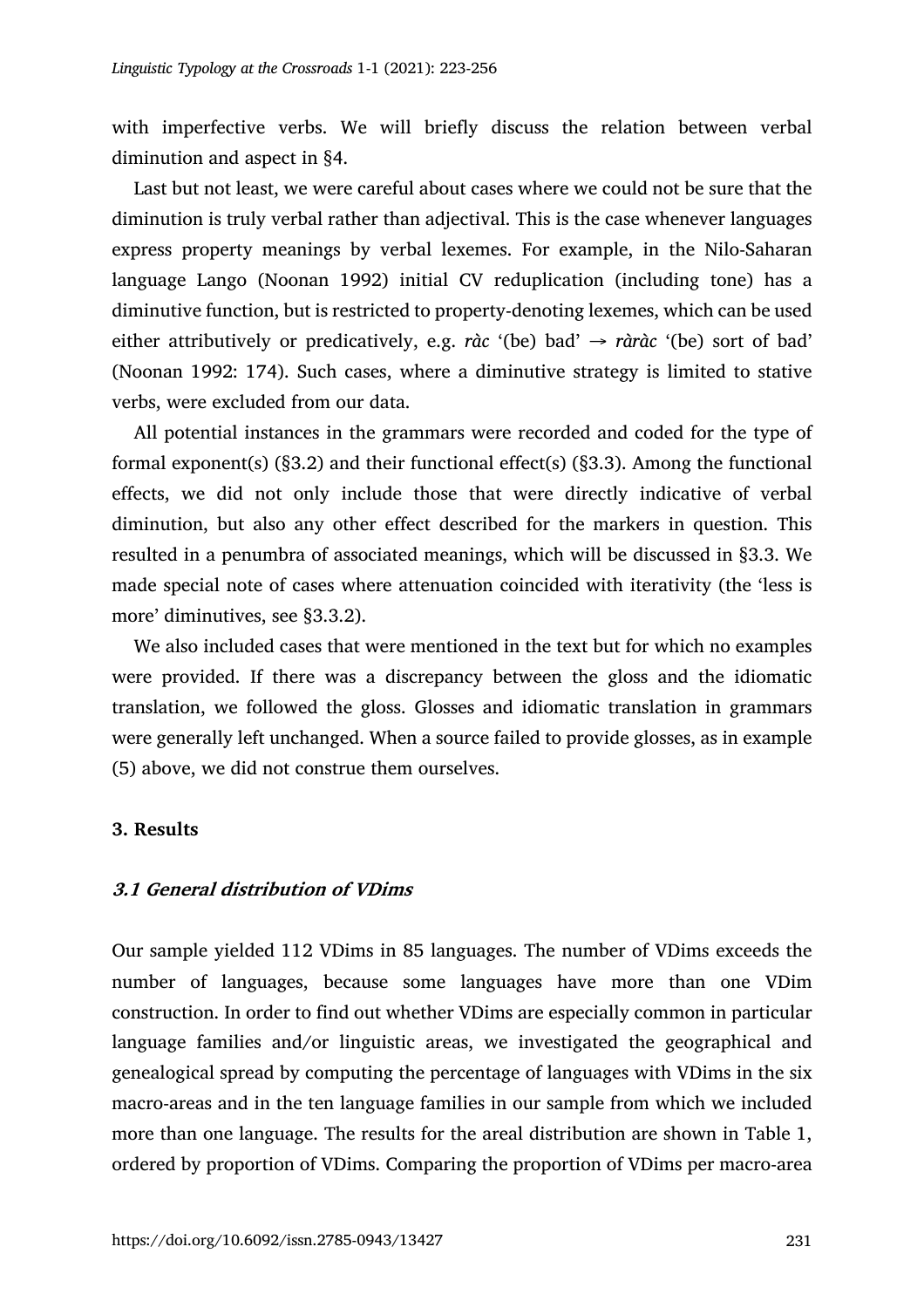with imperfective verbs. We will briefly discuss the relation between verbal diminution and aspect in §4.

Last but not least, we were careful about cases where we could not be sure that the diminution is truly verbal rather than adjectival. This is the case whenever languages express property meanings by verbal lexemes. For example, in the Nilo-Saharan language Lango (Noonan 1992) initial CV reduplication (including tone) has a diminutive function, but is restricted to property-denoting lexemes, which can be used either attributively or predicatively, e.g. *ràc* '(be) bad' → *ràràc* '(be) sort of bad' (Noonan 1992: 174). Such cases, where a diminutive strategy is limited to stative verbs, were excluded from our data.

All potential instances in the grammars were recorded and coded for the type of formal exponent(s) (§3.2) and their functional effect(s) (§3.3). Among the functional effects, we did not only include those that were directly indicative of verbal diminution, but also any other effect described for the markers in question. This resulted in a penumbra of associated meanings, which will be discussed in §3.3. We made special note of cases where attenuation coincided with iterativity (the 'less is more' diminutives, see §3.3.2).

We also included cases that were mentioned in the text but for which no examples were provided. If there was a discrepancy between the gloss and the idiomatic translation, we followed the gloss. Glosses and idiomatic translation in grammars were generally left unchanged. When a source failed to provide glosses, as in example (5) above, we did not construe them ourselves.

## 3. Results

### *3.1 General distribution of VDims*

Our sample yielded 112 VDims in 85 languages. The number of VDims exceeds the number of languages, because some languages have more than one VDim construction. In order to find out whether VDims are especially common in particular language families and/or linguistic areas, we investigated the geographical and genealogical spread by computing the percentage of languages with VDims in the six macro-areas and in the ten language families in our sample from which we included more than one language. The results for the areal distribution are shown in Table 1, ordered by proportion of VDims. Comparing the proportion of VDims per macro-area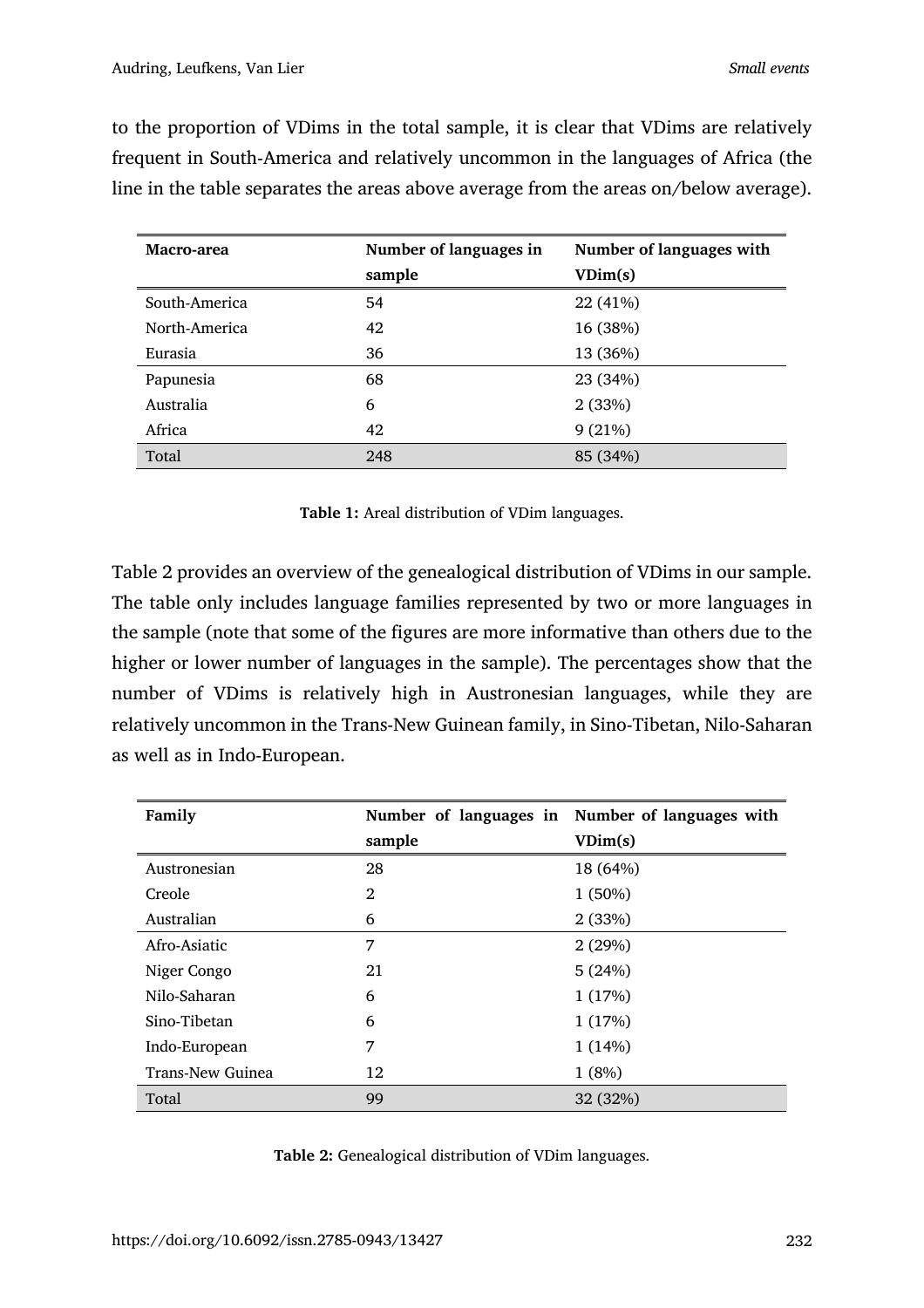to the proportion of VDims in the total sample, it is clear that VDims are relatively frequent in South-America and relatively uncommon in the languages of Africa (the line in the table separates the areas above average from the areas on/below average).

| Macro-area | Number of languages in sample | Number of languages with VDim(s) |
|---|---|---|
| South-America | 54 | 22 (41%) |
| North-America | 42 | 16 (38%) |
| Eurasia | 36 | 13 (36%) |
| Papunesia | 68 | 23 (34%) |
| Australia | 6 | 2 (33%) |
| Africa | 42 | 9 (21%) |
| Total | 248 | 85 (34%) |

**Table 1:** Areal distribution of VDim languages.

Table 2 provides an overview of the genealogical distribution of VDims in our sample. The table only includes language families represented by two or more languages in the sample (note that some of the figures are more informative than others due to the higher or lower number of languages in the sample). The percentages show that the number of VDims is relatively high in Austronesian languages, while they are relatively uncommon in the Trans-New Guinean family, in Sino-Tibetan, Nilo-Saharan as well as in Indo-European.

| Family | Number of languages in sample | Number of languages with VDim(s) |
|---|---|---|
| Austronesian | 28 | 18 (64%) |
| Creole | 2 | 1 (50%) |
| Australian | 6 | 2 (33%) |
| Afro-Asiatic | 7 | 2 (29%) |
| Niger Congo | 21 | 5 (24%) |
| Nilo-Saharan | 6 | 1 (17%) |
| Sino-Tibetan | 6 | 1 (17%) |
| Indo-European | 7 | 1 (14%) |
| Trans-New Guinea | 12 | 1 (8%) |
| Total | 99 | 32 (32%) |

**Table 2:** Genealogical distribution of VDim languages.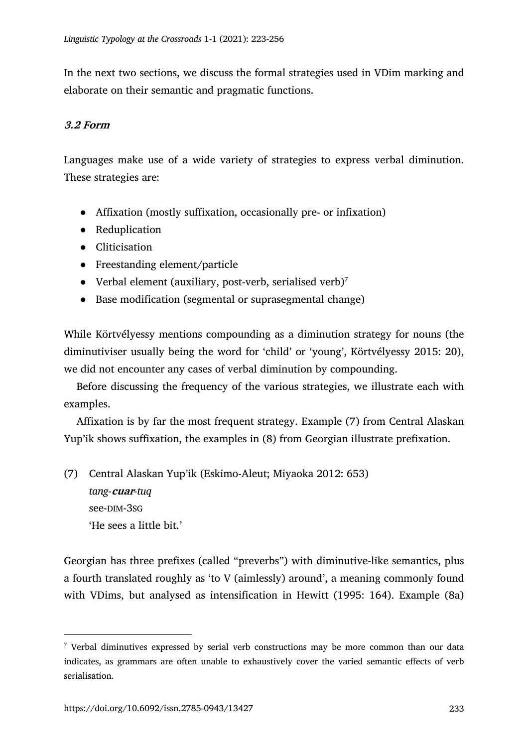In the next two sections, we discuss the formal strategies used in VDim marking and elaborate on their semantic and pragmatic functions.

### *3.2 Form*

Languages make use of a wide variety of strategies to express verbal diminution. These strategies are:

- Affixation (mostly suffixation, occasionally pre- or infixation)
- Reduplication
- Cliticisation
- Freestanding element/particle
- Verbal element (auxiliary, post-verb, serialised verb)[7]
- Base modification (segmental or suprasegmental change)

While Körtvélyessy mentions compounding as a diminution strategy for nouns (the diminutiviser usually being the word for 'child' or 'young', Körtvélyessy 2015: 20), we did not encounter any cases of verbal diminution by compounding.

Before discussing the frequency of the various strategies, we illustrate each with examples.

Affixation is by far the most frequent strategy. Example (7) from Central Alaskan Yup'ik shows suffixation, the examples in (8) from Georgian illustrate prefixation.

(7) Central Alaskan Yup'ik (Eskimo-Aleut; Miyaoka 2012: 653)
*tang-**cuar**-tuq*
see-DIM-3SG
'He sees a little bit.'

Georgian has three prefixes (called "preverbs") with diminutive-like semantics, plus a fourth translated roughly as 'to V (aimlessly) around', a meaning commonly found with VDims, but analysed as intensification in Hewitt (1995: 164). Example (8a)

---

[7] Verbal diminutives expressed by serial verb constructions may be more common than our data indicates, as grammars are often unable to exhaustively cover the varied semantic effects of verb serialisation.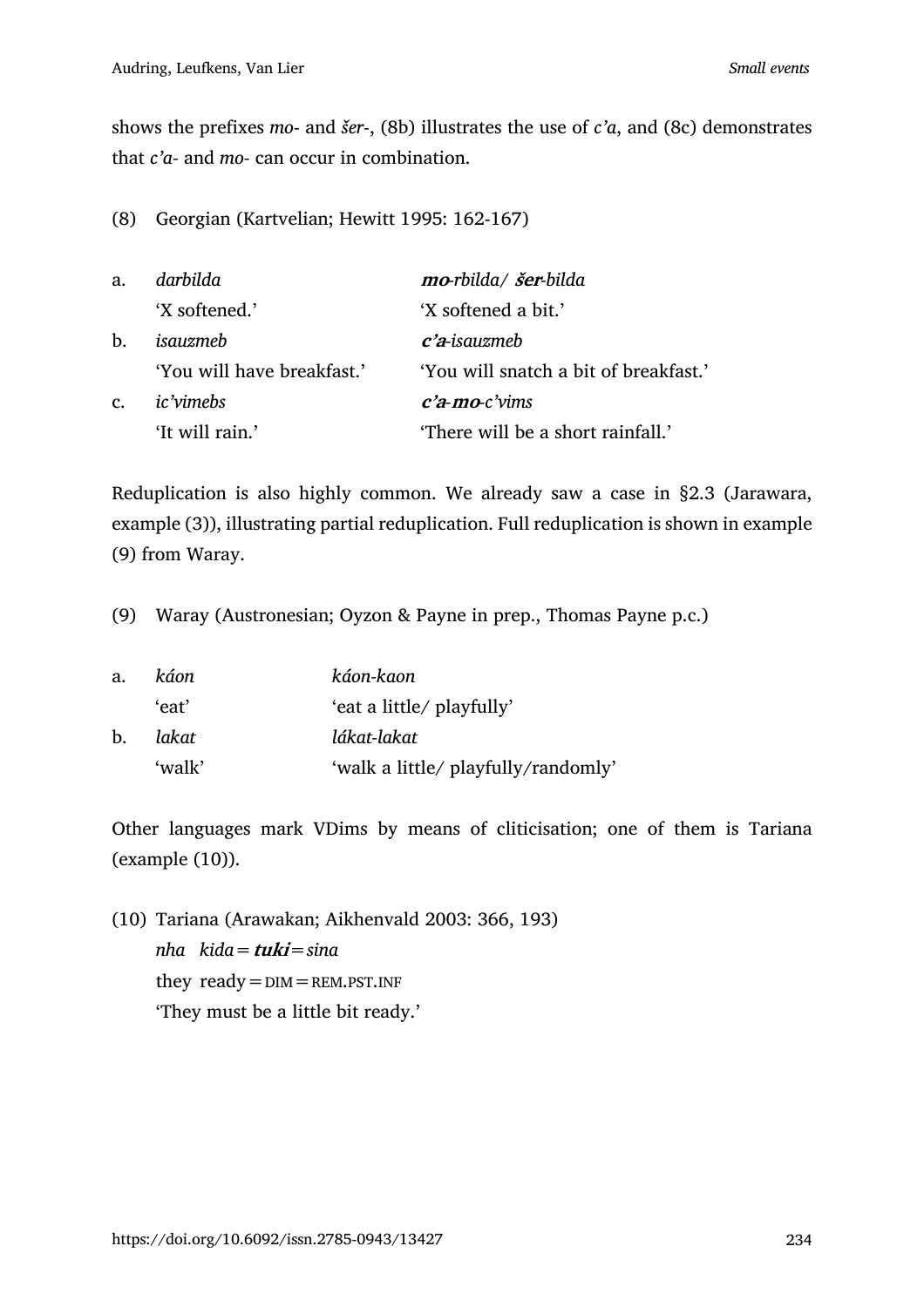shows the prefixes *mo-* and *šer-*, (8b) illustrates the use of *c'a*, and (8c) demonstrates that *c'a-* and *mo-* can occur in combination.

(8) Georgian (Kartvelian; Hewitt 1995: 162-167)

| | | |
|---|---|---|
| a. | *darbilda* | ***mo**-rbilda/ **šer**-bilda* |
| | 'X softened.' | 'X softened a bit.' |
| b. | *isauzmeb* | ***c'a**-isauzmeb* |
| | 'You will have breakfast.' | 'You will snatch a bit of breakfast.' |
| c. | *ic'vimebs* | ***c'a-mo**-c'vims* |
| | 'It will rain.' | 'There will be a short rainfall.' |

Reduplication is also highly common. We already saw a case in §2.3 (Jarawara, example (3)), illustrating partial reduplication. Full reduplication is shown in example (9) from Waray.

(9) Waray (Austronesian; Oyzon & Payne in prep., Thomas Payne p.c.)

| | | |
|---|---|---|
| a. | *káon* | *káon-kaon* |
| | 'eat' | 'eat a little/ playfully' |
| b. | *lakat* | *lákat-lakat* |
| | 'walk' | 'walk a little/ playfully/randomly' |

Other languages mark VDims by means of cliticisation; one of them is Tariana (example (10)).

(10) Tariana (Arawakan; Aikhenvald 2003: 366, 193)
*nha kida=**tuki**=sina*
they ready=DIM=REM.PST.INF
'They must be a little bit ready.'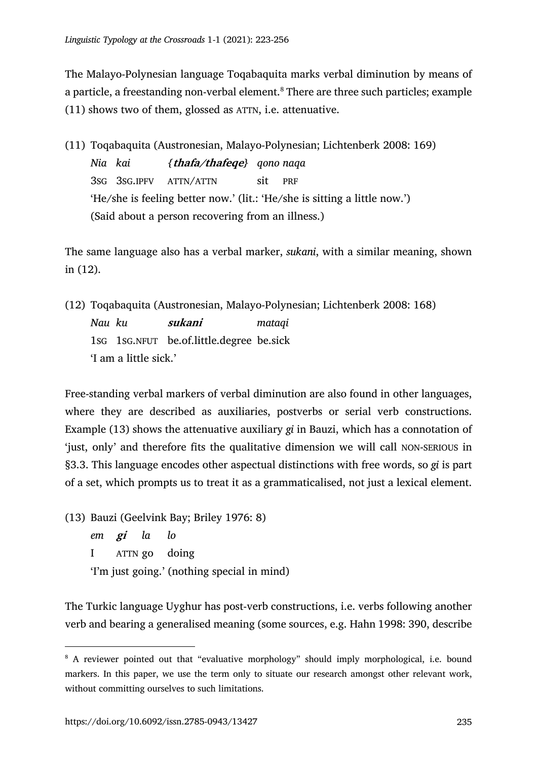The Malayo-Polynesian language Toqabaquita marks verbal diminution by means of a particle, a freestanding non-verbal element.[8] There are three such particles; example (11) shows two of them, glossed as ATTN, i.e. attenuative.

(11) Toqabaquita (Austronesian, Malayo-Polynesian; Lichtenberk 2008: 169)

| *Nia* | *kai* | ***{thafa/thafeqe}*** | *qono* | *naqa* |
|---|---|---|---|---|
| 3SG | 3SG.IPFV | ATTN/ATTN | sit | PRF |

'He/she is feeling better now.' (lit.: 'He/she is sitting a little now.')
(Said about a person recovering from an illness.)

The same language also has a verbal marker, *sukani*, with a similar meaning, shown in (12).

(12) Toqabaquita (Austronesian, Malayo-Polynesian; Lichtenberk 2008: 168)

| *Nau* | *ku* | ***sukani*** | *mataqi* |
|---|---|---|---|
| 1SG | 1SG.NFUT | be.of.little.degree | be.sick |

'I am a little sick.'

Free-standing verbal markers of verbal diminution are also found in other languages, where they are described as auxiliaries, postverbs or serial verb constructions. Example (13) shows the attenuative auxiliary *gi* in Bauzi, which has a connotation of 'just, only' and therefore fits the qualitative dimension we will call NON-SERIOUS in §3.3. This language encodes other aspectual distinctions with free words, so *gi* is part of a set, which prompts us to treat it as a grammaticalised, not just a lexical element.

(13) Bauzi (Geelvink Bay; Briley 1976: 8)

| *em* | ***gi*** | *la* | *lo* |
|---|---|---|---|
| I | ATTN | go | doing |

'I'm just going.' (nothing special in mind)

The Turkic language Uyghur has post-verb constructions, i.e. verbs following another verb and bearing a generalised meaning (some sources, e.g. Hahn 1998: 390, describe

[8] A reviewer pointed out that "evaluative morphology" should imply morphological, i.e. bound markers. In this paper, we use the term only to situate our research amongst other relevant work, without committing ourselves to such limitations.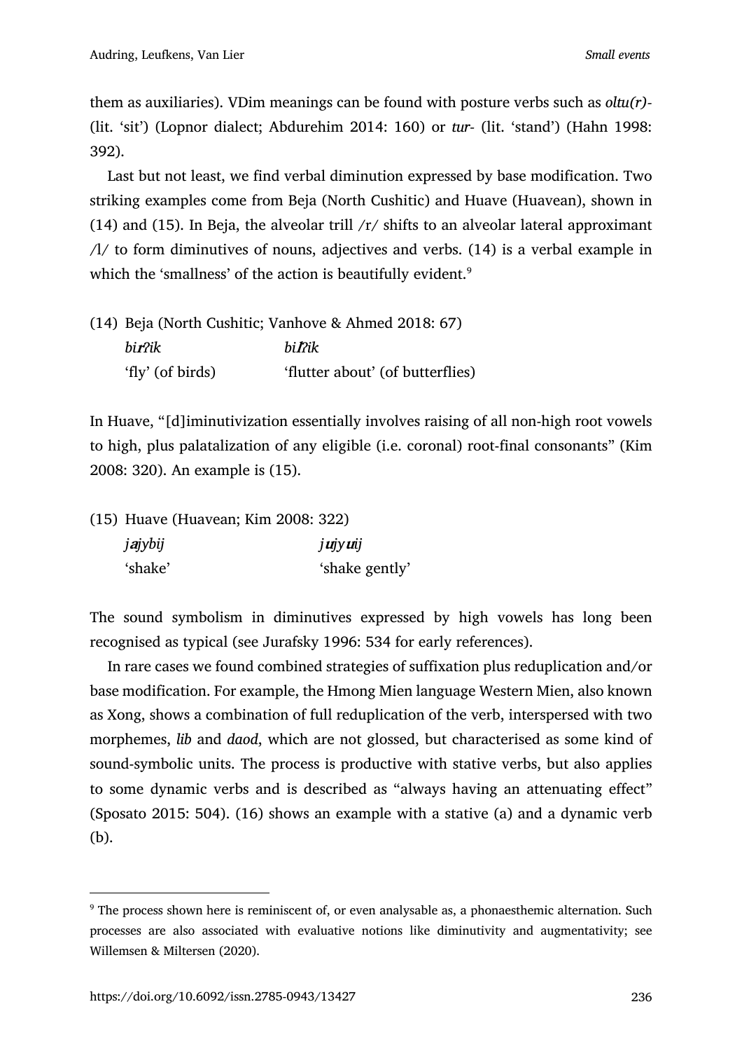them as auxiliaries). VDim meanings can be found with posture verbs such as *oltu(r)-* (lit. 'sit') (Lopnor dialect; Abdurehim 2014: 160) or *tur-* (lit. 'stand') (Hahn 1998: 392).

Last but not least, we find verbal diminution expressed by base modification. Two striking examples come from Beja (North Cushitic) and Huave (Huavean), shown in (14) and (15). In Beja, the alveolar trill /r/ shifts to an alveolar lateral approximant /l/ to form diminutives of nouns, adjectives and verbs. (14) is a verbal example in which the 'smallness' of the action is beautifully evident.[9]

(14) Beja (North Cushitic; Vanhove & Ahmed 2018: 67)

| | |
|---|---|
| *bi**r**ʔik* | *bi**l**ʔik* |
| 'fly' (of birds) | 'flutter about' (of butterflies) |

In Huave, "[d]iminutivization essentially involves raising of all non-high root vowels to high, plus palatalization of any eligible (i.e. coronal) root-final consonants" (Kim 2008: 320). An example is (15).

(15) Huave (Huavean; Kim 2008: 322)

| | |
|---|---|
| *j**a**jybij* | *j**ɯ**jy**ɯ**ij* |
| 'shake' | 'shake gently' |

The sound symbolism in diminutives expressed by high vowels has long been recognised as typical (see Jurafsky 1996: 534 for early references).

In rare cases we found combined strategies of suffixation plus reduplication and/or base modification. For example, the Hmong Mien language Western Mien, also known as Xong, shows a combination of full reduplication of the verb, interspersed with two morphemes, *lib* and *daod*, which are not glossed, but characterised as some kind of sound-symbolic units. The process is productive with stative verbs, but also applies to some dynamic verbs and is described as "always having an attenuating effect" (Sposato 2015: 504). (16) shows an example with a stative (a) and a dynamic verb (b).

---

[9] The process shown here is reminiscent of, or even analysable as, a phonaesthemic alternation. Such processes are also associated with evaluative notions like diminutivity and augmentativity; see Willemsen & Miltersen (2020).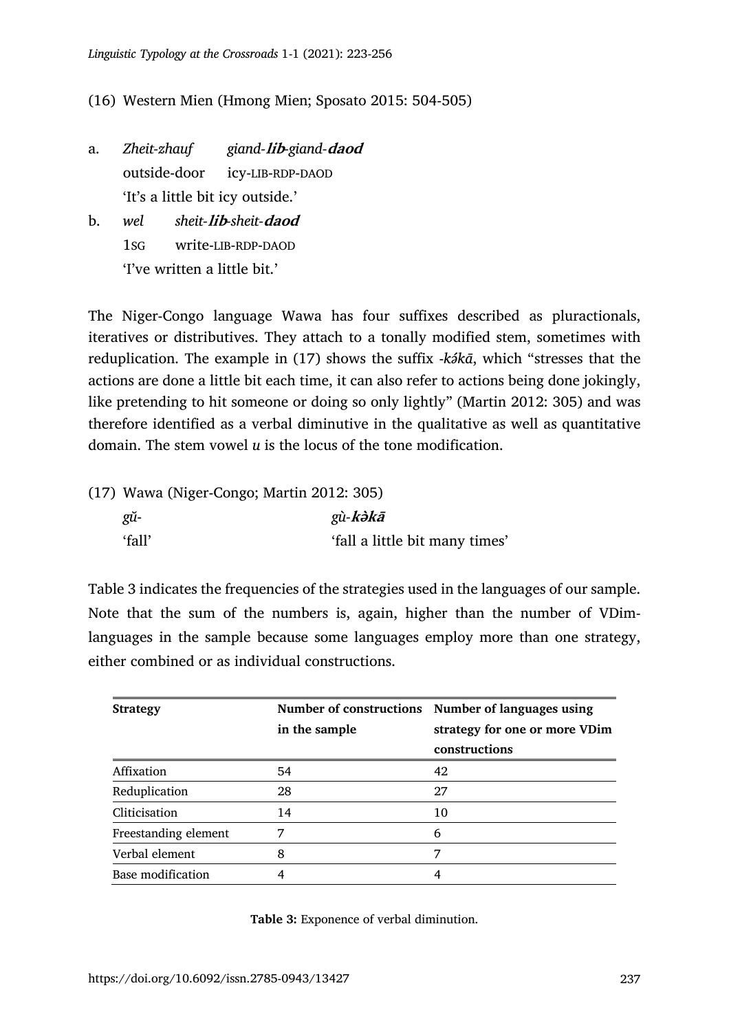(16) Western Mien (Hmong Mien; Sposato 2015: 504-505)

a. *Zheit-zhauf* *giand-**lib**-giand-**daod***
outside-door icy-LIB-RDP-DAOD
'It's a little bit icy outside.'

b. *wel* *sheit-**lib**-sheit-**daod***
1SG write-LIB-RDP-DAOD
'I've written a little bit.'

The Niger-Congo language Wawa has four suffixes described as pluractionals, iteratives or distributives. They attach to a tonally modified stem, sometimes with reduplication. The example in (17) shows the suffix *-kə́kā*, which "stresses that the actions are done a little bit each time, it can also refer to actions being done jokingly, like pretending to hit someone or doing so only lightly" (Martin 2012: 305) and was therefore identified as a verbal diminutive in the qualitative as well as quantitative domain. The stem vowel *u* is the locus of the tone modification.

(17) Wawa (Niger-Congo; Martin 2012: 305)

*gǔ-* *gù-**kə̀kā***
'fall' 'fall a little bit many times'

Table 3 indicates the frequencies of the strategies used in the languages of our sample. Note that the sum of the numbers is, again, higher than the number of VDim-languages in the sample because some languages employ more than one strategy, either combined or as individual constructions.

| **Strategy** | **Number of constructions in the sample** | **Number of languages using strategy for one or more VDim constructions** |
|---|---|---|
| Affixation | 54 | 42 |
| Reduplication | 28 | 27 |
| Cliticisation | 14 | 10 |
| Freestanding element | 7 | 6 |
| Verbal element | 8 | 7 |
| Base modification | 4 | 4 |

**Table 3:** Exponence of verbal diminution.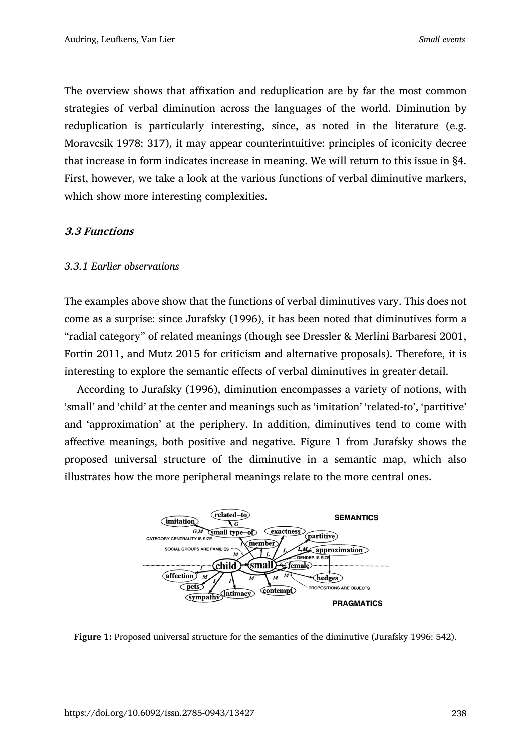The overview shows that affixation and reduplication are by far the most common strategies of verbal diminution across the languages of the world. Diminution by reduplication is particularly interesting, since, as noted in the literature (e.g. Moravcsik 1978: 317), it may appear counterintuitive: principles of iconicity decree that increase in form indicates increase in meaning. We will return to this issue in §4. First, however, we take a look at the various functions of verbal diminutive markers, which show more interesting complexities.

### 3.3 Functions

#### *3.3.1 Earlier observations*

The examples above show that the functions of verbal diminutives vary. This does not come as a surprise: since Jurafsky (1996), it has been noted that diminutives form a "radial category" of related meanings (though see Dressler & Merlini Barbaresi 2001, Fortin 2011, and Mutz 2015 for criticism and alternative proposals). Therefore, it is interesting to explore the semantic effects of verbal diminutives in greater detail.

According to Jurafsky (1996), diminution encompasses a variety of notions, with 'small' and 'child' at the center and meanings such as 'imitation' 'related-to', 'partitive' and 'approximation' at the periphery. In addition, diminutives tend to come with affective meanings, both positive and negative. Figure 1 from Jurafsky shows the proposed universal structure of the diminutive in a semantic map, which also illustrates how the more peripheral meanings relate to the more central ones.

**Figure 1:** Proposed universal structure for the semantics of the diminutive (Jurafsky 1996: 542).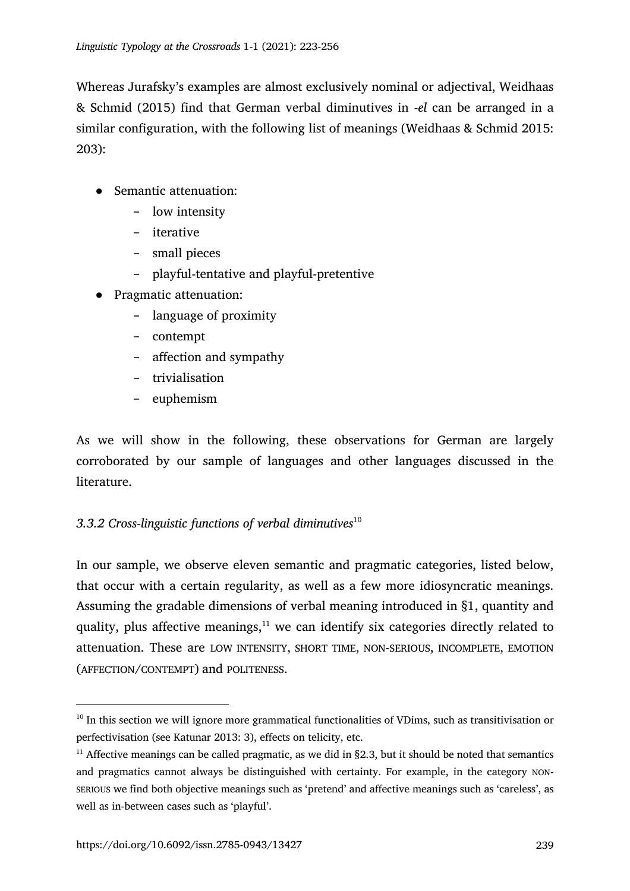Whereas Jurafsky's examples are almost exclusively nominal or adjectival, Weidhaas & Schmid (2015) find that German verbal diminutives in *-el* can be arranged in a similar configuration, with the following list of meanings (Weidhaas & Schmid 2015: 203):

- Semantic attenuation:
    - low intensity
    - iterative
    - small pieces
    - playful-tentative and playful-pretentive
- Pragmatic attenuation:
    - language of proximity
    - contempt
    - affection and sympathy
    - trivialisation
    - euphemism

As we will show in the following, these observations for German are largely corroborated by our sample of languages and other languages discussed in the literature.

### *3.3.2 Cross-linguistic functions of verbal diminutives*[10]

In our sample, we observe eleven semantic and pragmatic categories, listed below, that occur with a certain regularity, as well as a few more idiosyncratic meanings. Assuming the gradable dimensions of verbal meaning introduced in §1, quantity and quality, plus affective meanings,[11] we can identify six categories directly related to attenuation. These are LOW INTENSITY, SHORT TIME, NON-SERIOUS, INCOMPLETE, EMOTION (AFFECTION/CONTEMPT) and POLITENESS.

---

[10] In this section we will ignore more grammatical functionalities of VDims, such as transitivisation or perfectivisation (see Katunar 2013: 3), effects on telicity, etc.

[11] Affective meanings can be called pragmatic, as we did in §2.3, but it should be noted that semantics and pragmatics cannot always be distinguished with certainty. For example, in the category NON-SERIOUS we find both objective meanings such as 'pretend' and affective meanings such as 'careless', as well as in-between cases such as 'playful'.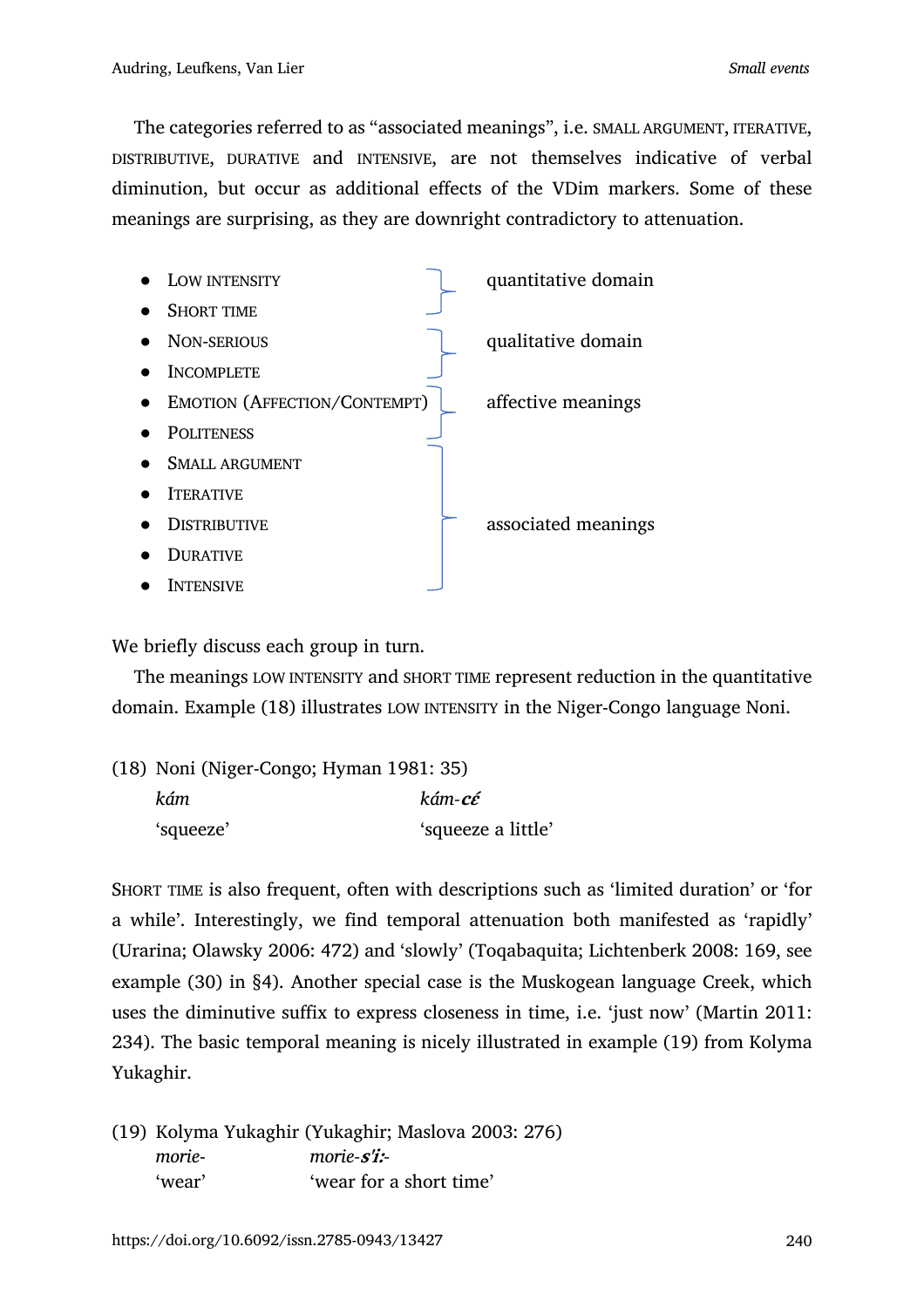The categories referred to as "associated meanings", i.e. SMALL ARGUMENT, ITERATIVE, DISTRIBUTIVE, DURATIVE and INTENSIVE, are not themselves indicative of verbal diminution, but occur as additional effects of the VDim markers. Some of these meanings are surprising, as they are downright contradictory to attenuation.

| Meaning | Group |
|---|---|
| LOW INTENSITY | quantitative domain |
| SHORT TIME | |
| NON-SERIOUS | qualitative domain |
| INCOMPLETE | |
| EMOTION (AFFECTION/CONTEMPT) | affective meanings |
| POLITENESS | |
| SMALL ARGUMENT | associated meanings |
| ITERATIVE | |
| DISTRIBUTIVE | |
| DURATIVE | |
| INTENSIVE | |

We briefly discuss each group in turn.

The meanings LOW INTENSITY and SHORT TIME represent reduction in the quantitative domain. Example (18) illustrates LOW INTENSITY in the Niger-Congo language Noni.

(18) Noni (Niger-Congo; Hyman 1981: 35)

| *kám* | *kám-**cɛ́*** |
|---|---|
| 'squeeze' | 'squeeze a little' |

SHORT TIME is also frequent, often with descriptions such as 'limited duration' or 'for a while'. Interestingly, we find temporal attenuation both manifested as 'rapidly' (Urarina; Olawsky 2006: 472) and 'slowly' (Toqabaquita; Lichtenberk 2008: 169, see example (30) in §4). Another special case is the Muskogean language Creek, which uses the diminutive suffix to express closeness in time, i.e. 'just now' (Martin 2011: 234). The basic temporal meaning is nicely illustrated in example (19) from Kolyma Yukaghir.

(19) Kolyma Yukaghir (Yukaghir; Maslova 2003: 276)

| *morie-* | *morie-**s'ī:**-* |
|---|---|
| 'wear' | 'wear for a short time' |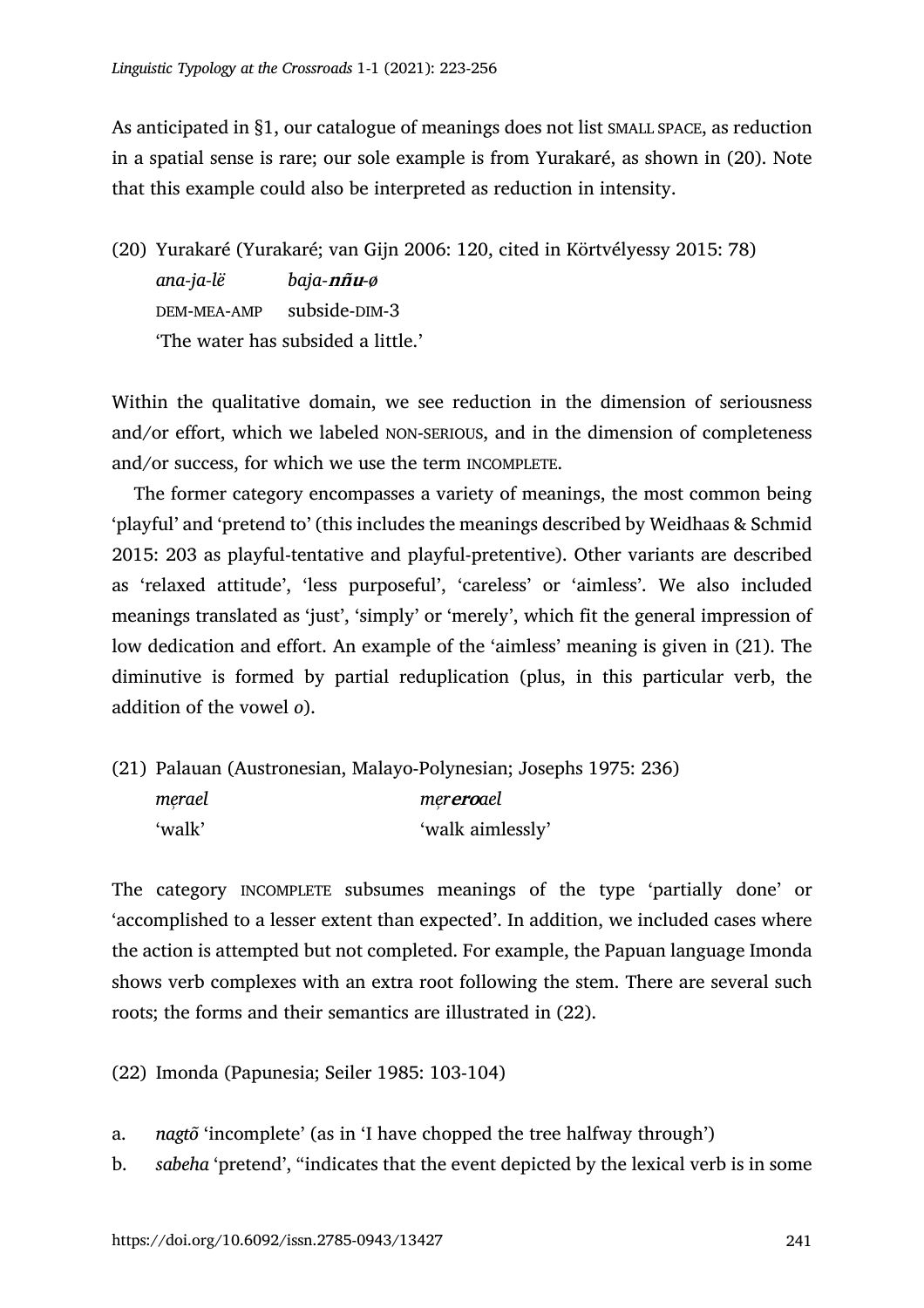As anticipated in §1, our catalogue of meanings does not list SMALL SPACE, as reduction in a spatial sense is rare; our sole example is from Yurakaré, as shown in (20). Note that this example could also be interpreted as reduction in intensity.

(20) Yurakaré (Yurakaré; van Gijn 2006: 120, cited in Körtvélyessy 2015: 78)

*ana-ja-lë* *baja-**ñu**-ø*
DEM-MEA-AMP subside-DIM-3
'The water has subsided a little.'

Within the qualitative domain, we see reduction in the dimension of seriousness and/or effort, which we labeled NON-SERIOUS, and in the dimension of completeness and/or success, for which we use the term INCOMPLETE.

The former category encompasses a variety of meanings, the most common being 'playful' and 'pretend to' (this includes the meanings described by Weidhaas & Schmid 2015: 203 as playful-tentative and playful-pretentive). Other variants are described as 'relaxed attitude', 'less purposeful', 'careless' or 'aimless'. We also included meanings translated as 'just', 'simply' or 'merely', which fit the general impression of low dedication and effort. An example of the 'aimless' meaning is given in (21). The diminutive is formed by partial reduplication (plus, in this particular verb, the addition of the vowel *o*).

(21) Palauan (Austronesian, Malayo-Polynesian; Josephs 1975: 236)

| *mẹrael* | *mẹr**ero**ael* |
|---|---|
| 'walk' | 'walk aimlessly' |

The category INCOMPLETE subsumes meanings of the type 'partially done' or 'accomplished to a lesser extent than expected'. In addition, we included cases where the action is attempted but not completed. For example, the Papuan language Imonda shows verb complexes with an extra root following the stem. There are several such roots; the forms and their semantics are illustrated in (22).

(22) Imonda (Papunesia; Seiler 1985: 103-104)

a. *nagtõ* 'incomplete' (as in 'I have chopped the tree halfway through')
b. *sabeha* 'pretend', "indicates that the event depicted by the lexical verb is in some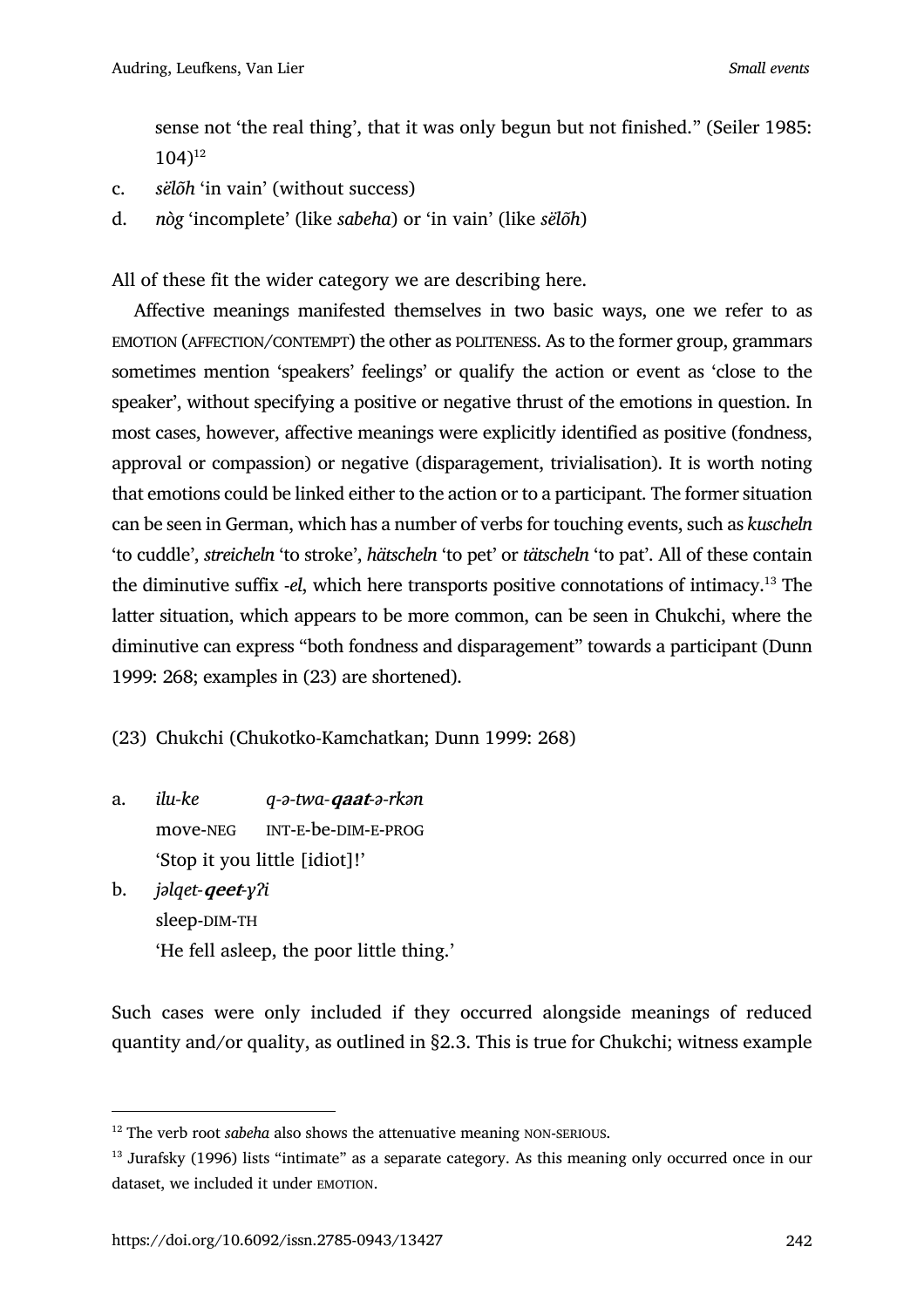sense not 'the real thing', that it was only begun but not finished." (Seiler 1985: 104)[12]

c. *sëlõh* 'in vain' (without success)

d. *nòg* 'incomplete' (like *sabeha*) or 'in vain' (like *sëlõh*)

All of these fit the wider category we are describing here.

Affective meanings manifested themselves in two basic ways, one we refer to as EMOTION (AFFECTION/CONTEMPT) the other as POLITENESS. As to the former group, grammars sometimes mention 'speakers' feelings' or qualify the action or event as 'close to the speaker', without specifying a positive or negative thrust of the emotions in question. In most cases, however, affective meanings were explicitly identified as positive (fondness, approval or compassion) or negative (disparagement, trivialisation). It is worth noting that emotions could be linked either to the action or to a participant. The former situation can be seen in German, which has a number of verbs for touching events, such as *kuscheln* 'to cuddle', *streicheln* 'to stroke', *hätscheln* 'to pet' or *tätscheln* 'to pat'. All of these contain the diminutive suffix *-el*, which here transports positive connotations of intimacy.[13] The latter situation, which appears to be more common, can be seen in Chukchi, where the diminutive can express "both fondness and disparagement" towards a participant (Dunn 1999: 268; examples in (23) are shortened).

(23) Chukchi (Chukotko-Kamchatkan; Dunn 1999: 268)

a. *ilu-ke* *q-ə-twa-**qaat**-ə-rkən*
move-NEG INT-E-be-DIM-E-PROG
'Stop it you little [idiot]!'

b. *jəlqet-**qeet**-ɣʔi*
sleep-DIM-TH
'He fell asleep, the poor little thing.'

Such cases were only included if they occurred alongside meanings of reduced quantity and/or quality, as outlined in §2.3. This is true for Chukchi; witness example

---

[12] The verb root *sabeha* also shows the attenuative meaning NON-SERIOUS.

[13] Jurafsky (1996) lists "intimate" as a separate category. As this meaning only occurred once in our dataset, we included it under EMOTION.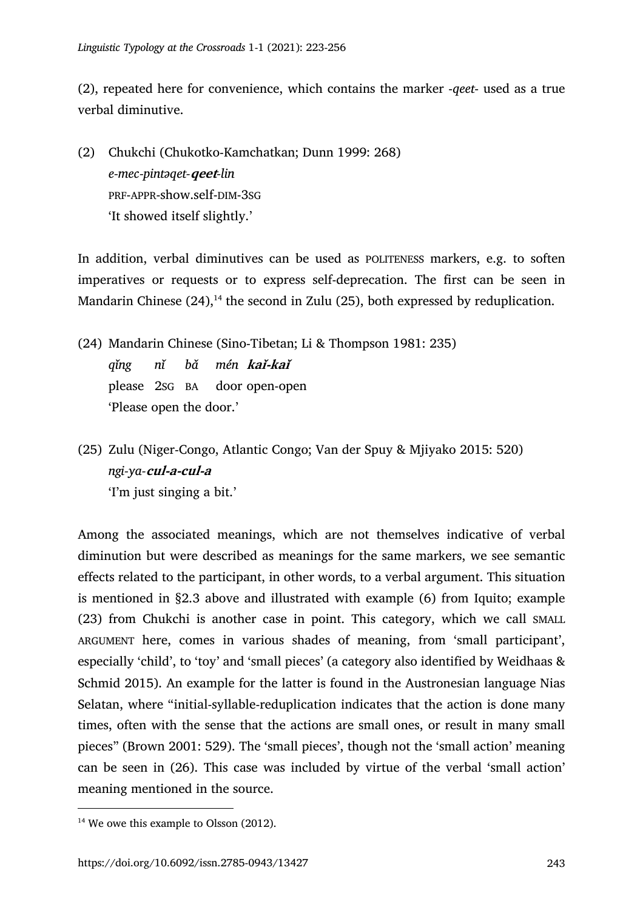(2), repeated here for convenience, which contains the marker *-qeet-* used as a true verbal diminutive.

(2) Chukchi (Chukotko-Kamchatkan; Dunn 1999: 268)
*e-mec-pintəqet-**qeet**-lin*
PRF-APPR-show.self-DIM-3SG
'It showed itself slightly.'

In addition, verbal diminutives can be used as POLITENESS markers, e.g. to soften imperatives or requests or to express self-deprecation. The first can be seen in Mandarin Chinese (24),[14] the second in Zulu (25), both expressed by reduplication.

(24) Mandarin Chinese (Sino-Tibetan; Li & Thompson 1981: 235)
*qǐng nǐ bǎ mén **kaǐ-kaǐ***
please 2SG BA door open-open
'Please open the door.'

(25) Zulu (Niger-Congo, Atlantic Congo; Van der Spuy & Mjiyako 2015: 520)
*ngi-ya-**cul-a-cul-a***
'I'm just singing a bit.'

Among the associated meanings, which are not themselves indicative of verbal diminution but were described as meanings for the same markers, we see semantic effects related to the participant, in other words, to a verbal argument. This situation is mentioned in §2.3 above and illustrated with example (6) from Iquito; example (23) from Chukchi is another case in point. This category, which we call SMALL ARGUMENT here, comes in various shades of meaning, from 'small participant', especially 'child', to 'toy' and 'small pieces' (a category also identified by Weidhaas & Schmid 2015). An example for the latter is found in the Austronesian language Nias Selatan, where "initial-syllable-reduplication indicates that the action is done many times, often with the sense that the actions are small ones, or result in many small pieces" (Brown 2001: 529). The 'small pieces', though not the 'small action' meaning can be seen in (26). This case was included by virtue of the verbal 'small action' meaning mentioned in the source.

[14] We owe this example to Olsson (2012).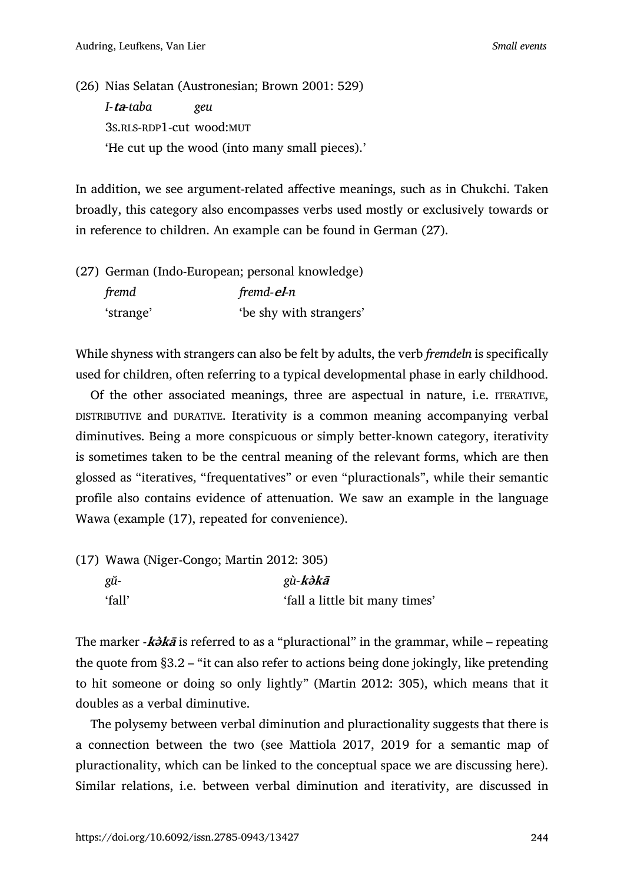(26) Nias Selatan (Austronesian; Brown 2001: 529)

*I-**ta**-taba geu*

3S.RLS-RDP1-cut wood:MUT

'He cut up the wood (into many small pieces).'

In addition, we see argument-related affective meanings, such as in Chukchi. Taken broadly, this category also encompasses verbs used mostly or exclusively towards or in reference to children. An example can be found in German (27).

(27) German (Indo-European; personal knowledge)

| *fremd* | *fremd-**el**-n* |
|---|---|
| 'strange' | 'be shy with strangers' |

While shyness with strangers can also be felt by adults, the verb *fremdeln* is specifically used for children, often referring to a typical developmental phase in early childhood.

Of the other associated meanings, three are aspectual in nature, i.e. ITERATIVE, DISTRIBUTIVE and DURATIVE. Iterativity is a common meaning accompanying verbal diminutives. Being a more conspicuous or simply better-known category, iterativity is sometimes taken to be the central meaning of the relevant forms, which are then glossed as "iteratives, "frequentatives" or even "pluractionals", while their semantic profile also contains evidence of attenuation. We saw an example in the language Wawa (example (17), repeated for convenience).

(17) Wawa (Niger-Congo; Martin 2012: 305)

| *gŭ-* | *gù-**kə̀kā*** |
|---|---|
| 'fall' | 'fall a little bit many times' |

The marker -***kə̀kā*** is referred to as a "pluractional" in the grammar, while – repeating the quote from §3.2 – "it can also refer to actions being done jokingly, like pretending to hit someone or doing so only lightly" (Martin 2012: 305), which means that it doubles as a verbal diminutive.

The polysemy between verbal diminution and pluractionality suggests that there is a connection between the two (see Mattiola 2017, 2019 for a semantic map of pluractionality, which can be linked to the conceptual space we are discussing here). Similar relations, i.e. between verbal diminution and iterativity, are discussed in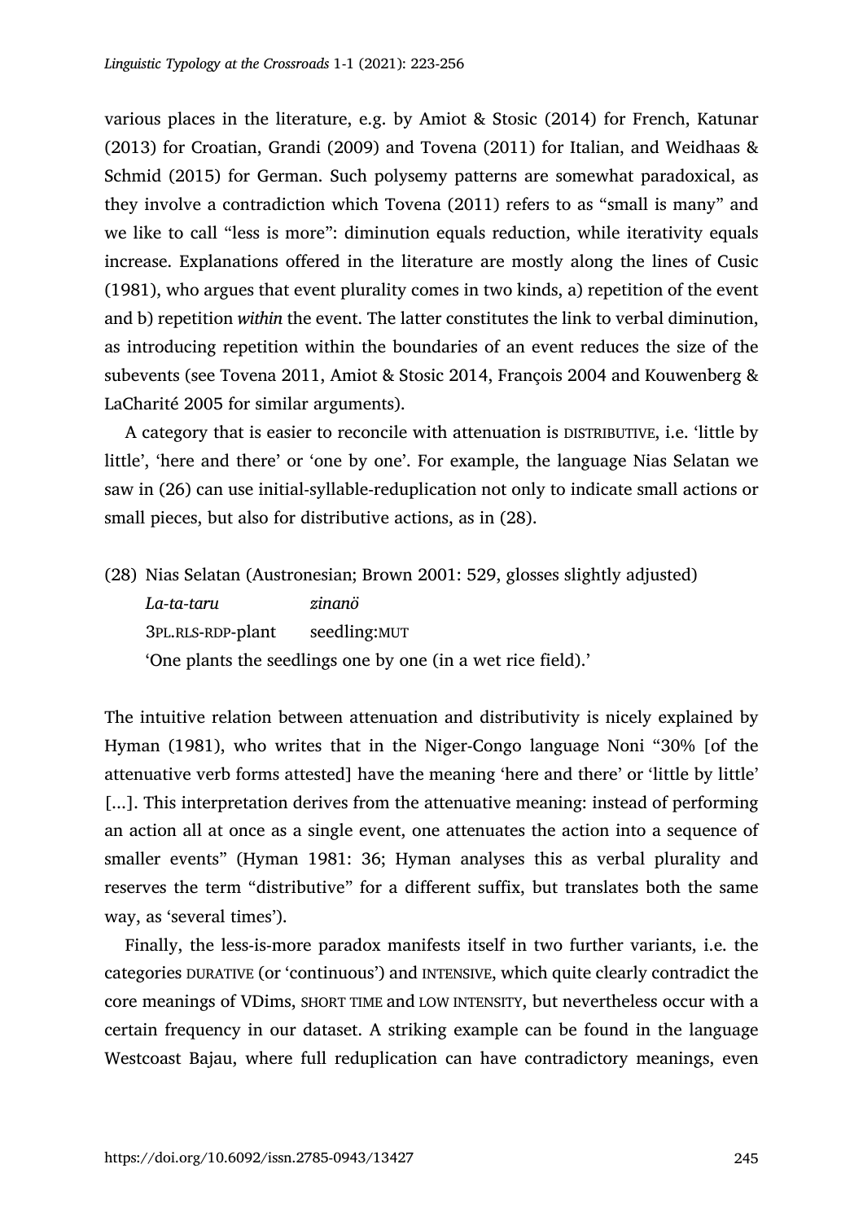various places in the literature, e.g. by Amiot & Stosic (2014) for French, Katunar (2013) for Croatian, Grandi (2009) and Tovena (2011) for Italian, and Weidhaas & Schmid (2015) for German. Such polysemy patterns are somewhat paradoxical, as they involve a contradiction which Tovena (2011) refers to as "small is many" and we like to call "less is more": diminution equals reduction, while iterativity equals increase. Explanations offered in the literature are mostly along the lines of Cusic (1981), who argues that event plurality comes in two kinds, a) repetition of the event and b) repetition *within* the event. The latter constitutes the link to verbal diminution, as introducing repetition within the boundaries of an event reduces the size of the subevents (see Tovena 2011, Amiot & Stosic 2014, François 2004 and Kouwenberg & LaCharité 2005 for similar arguments).

A category that is easier to reconcile with attenuation is DISTRIBUTIVE, i.e. 'little by little', 'here and there' or 'one by one'. For example, the language Nias Selatan we saw in (26) can use initial-syllable-reduplication not only to indicate small actions or small pieces, but also for distributive actions, as in (28).

(28) Nias Selatan (Austronesian; Brown 2001: 529, glosses slightly adjusted)

| *La-ta-taru* | *zinanö* |
|---|---|
| 3PL.RLS-RDP-plant | seedling:MUT |

'One plants the seedlings one by one (in a wet rice field).'

The intuitive relation between attenuation and distributivity is nicely explained by Hyman (1981), who writes that in the Niger-Congo language Noni "30% [of the attenuative verb forms attested] have the meaning 'here and there' or 'little by little' [...]. This interpretation derives from the attenuative meaning: instead of performing an action all at once as a single event, one attenuates the action into a sequence of smaller events" (Hyman 1981: 36; Hyman analyses this as verbal plurality and reserves the term "distributive" for a different suffix, but translates both the same way, as 'several times').

Finally, the less-is-more paradox manifests itself in two further variants, i.e. the categories DURATIVE (or 'continuous') and INTENSIVE, which quite clearly contradict the core meanings of VDims, SHORT TIME and LOW INTENSITY, but nevertheless occur with a certain frequency in our dataset. A striking example can be found in the language Westcoast Bajau, where full reduplication can have contradictory meanings, even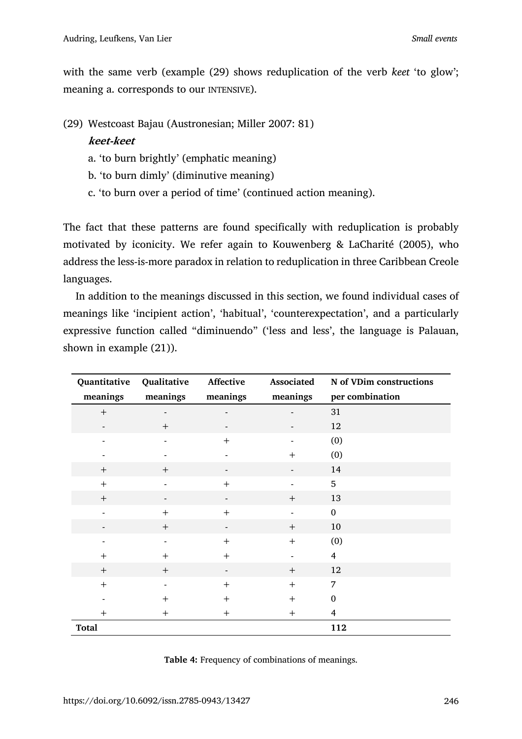with the same verb (example (29) shows reduplication of the verb *keet* 'to glow'; meaning a. corresponds to our INTENSIVE).

(29) Westcoast Bajau (Austronesian; Miller 2007: 81)
***keet-keet***
a. 'to burn brightly' (emphatic meaning)
b. 'to burn dimly' (diminutive meaning)
c. 'to burn over a period of time' (continued action meaning).

The fact that these patterns are found specifically with reduplication is probably motivated by iconicity. We refer again to Kouwenberg & LaCharité (2005), who address the less-is-more paradox in relation to reduplication in three Caribbean Creole languages.

In addition to the meanings discussed in this section, we found individual cases of meanings like 'incipient action', 'habitual', 'counterexpectation', and a particularly expressive function called "diminuendo" ('less and less', the language is Palauan, shown in example (21)).

| Quantitative meanings | Qualitative meanings | Affective meanings | Associated meanings | N of VDim constructions per combination |
|---|---|---|---|---|
| + | - | - | - | 31 |
| - | + | - | - | 12 |
| - | - | + | - | (0) |
| - | - | - | + | (0) |
| + | + | - | - | 14 |
| + | - | + | - | 5 |
| + | - | - | + | 13 |
| - | + | + | - | 0 |
| - | + | - | + | 10 |
| - | - | + | + | (0) |
| + | + | + | - | 4 |
| + | + | - | + | 12 |
| + | - | + | + | 7 |
| - | + | + | + | 0 |
| + | + | + | + | 4 |
| **Total** | | | | **112** |

**Table 4:** Frequency of combinations of meanings.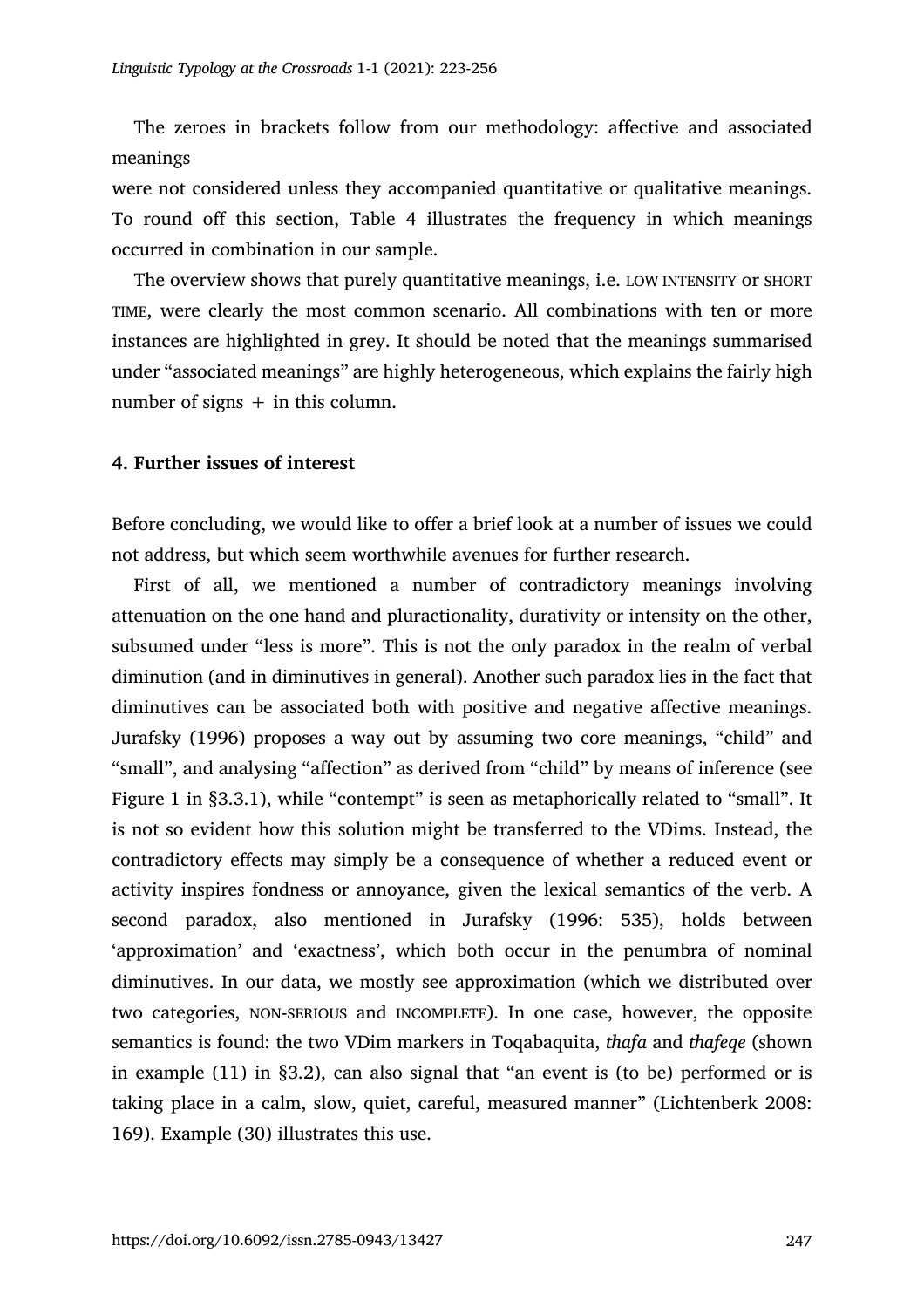The zeroes in brackets follow from our methodology: affective and associated meanings

were not considered unless they accompanied quantitative or qualitative meanings. To round off this section, Table 4 illustrates the frequency in which meanings occurred in combination in our sample.

The overview shows that purely quantitative meanings, i.e. LOW INTENSITY or SHORT TIME, were clearly the most common scenario. All combinations with ten or more instances are highlighted in grey. It should be noted that the meanings summarised under "associated meanings" are highly heterogeneous, which explains the fairly high number of signs + in this column.

## 4. Further issues of interest

Before concluding, we would like to offer a brief look at a number of issues we could not address, but which seem worthwhile avenues for further research.

First of all, we mentioned a number of contradictory meanings involving attenuation on the one hand and pluractionality, durativity or intensity on the other, subsumed under "less is more". This is not the only paradox in the realm of verbal diminution (and in diminutives in general). Another such paradox lies in the fact that diminutives can be associated both with positive and negative affective meanings. Jurafsky (1996) proposes a way out by assuming two core meanings, "child" and "small", and analysing "affection" as derived from "child" by means of inference (see Figure 1 in §3.3.1), while "contempt" is seen as metaphorically related to "small". It is not so evident how this solution might be transferred to the VDims. Instead, the contradictory effects may simply be a consequence of whether a reduced event or activity inspires fondness or annoyance, given the lexical semantics of the verb. A second paradox, also mentioned in Jurafsky (1996: 535), holds between 'approximation' and 'exactness', which both occur in the penumbra of nominal diminutives. In our data, we mostly see approximation (which we distributed over two categories, NON-SERIOUS and INCOMPLETE). In one case, however, the opposite semantics is found: the two VDim markers in Toqabaquita, *thafa* and *thafeqe* (shown in example (11) in §3.2), can also signal that "an event is (to be) performed or is taking place in a calm, slow, quiet, careful, measured manner" (Lichtenberk 2008: 169). Example (30) illustrates this use.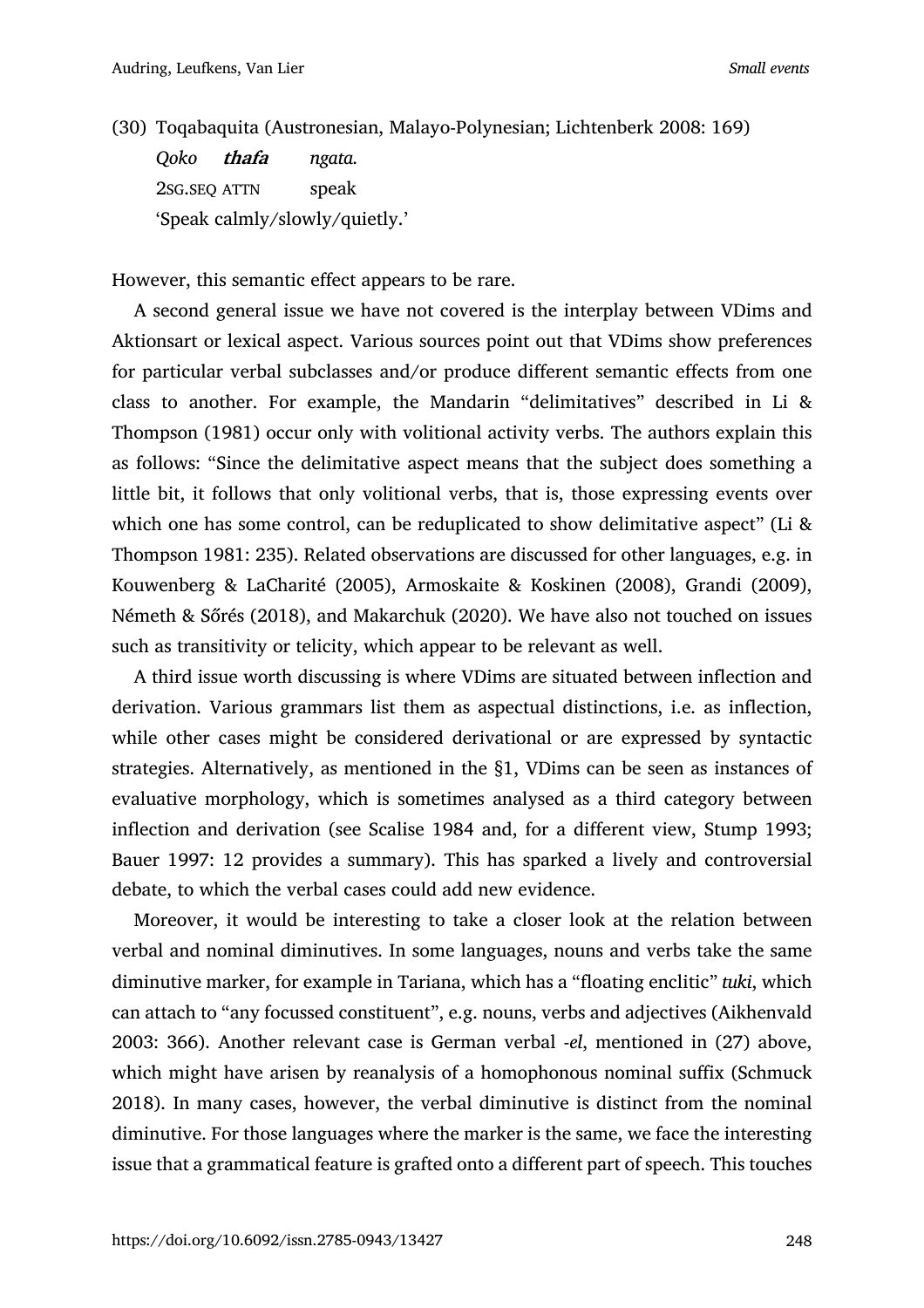(30) Toqabaquita (Austronesian, Malayo-Polynesian; Lichtenberk 2008: 169)

*Qoko* ***thafa*** *ngata.*
2SG.SEQ ATTN speak
'Speak calmly/slowly/quietly.'

However, this semantic effect appears to be rare.

A second general issue we have not covered is the interplay between VDims and Aktionsart or lexical aspect. Various sources point out that VDims show preferences for particular verbal subclasses and/or produce different semantic effects from one class to another. For example, the Mandarin "delimitatives" described in Li & Thompson (1981) occur only with volitional activity verbs. The authors explain this as follows: "Since the delimitative aspect means that the subject does something a little bit, it follows that only volitional verbs, that is, those expressing events over which one has some control, can be reduplicated to show delimitative aspect" (Li & Thompson 1981: 235). Related observations are discussed for other languages, e.g. in Kouwenberg & LaCharité (2005), Armoskaite & Koskinen (2008), Grandi (2009), Németh & Sőrés (2018), and Makarchuk (2020). We have also not touched on issues such as transitivity or telicity, which appear to be relevant as well.

A third issue worth discussing is where VDims are situated between inflection and derivation. Various grammars list them as aspectual distinctions, i.e. as inflection, while other cases might be considered derivational or are expressed by syntactic strategies. Alternatively, as mentioned in the §1, VDims can be seen as instances of evaluative morphology, which is sometimes analysed as a third category between inflection and derivation (see Scalise 1984 and, for a different view, Stump 1993; Bauer 1997: 12 provides a summary). This has sparked a lively and controversial debate, to which the verbal cases could add new evidence.

Moreover, it would be interesting to take a closer look at the relation between verbal and nominal diminutives. In some languages, nouns and verbs take the same diminutive marker, for example in Tariana, which has a "floating enclitic" *tuki*, which can attach to "any focussed constituent", e.g. nouns, verbs and adjectives (Aikhenvald 2003: 366). Another relevant case is German verbal *-el*, mentioned in (27) above, which might have arisen by reanalysis of a homophonous nominal suffix (Schmuck 2018). In many cases, however, the verbal diminutive is distinct from the nominal diminutive. For those languages where the marker is the same, we face the interesting issue that a grammatical feature is grafted onto a different part of speech. This touches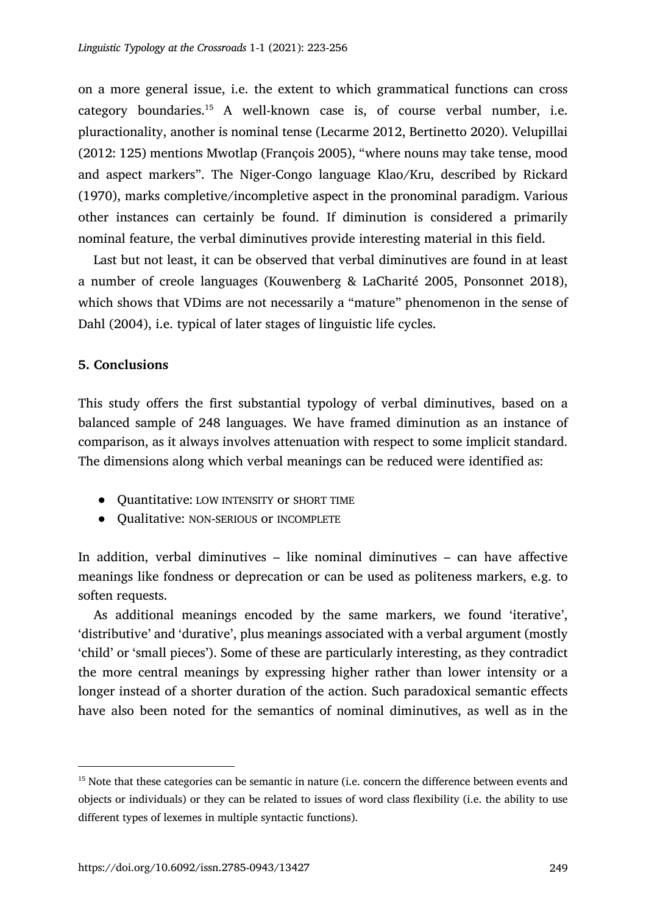on a more general issue, i.e. the extent to which grammatical functions can cross category boundaries.[15] A well-known case is, of course verbal number, i.e. pluractionality, another is nominal tense (Lecarme 2012, Bertinetto 2020). Velupillai (2012: 125) mentions Mwotlap (François 2005), "where nouns may take tense, mood and aspect markers". The Niger-Congo language Klao/Kru, described by Rickard (1970), marks completive/incompletive aspect in the pronominal paradigm. Various other instances can certainly be found. If diminution is considered a primarily nominal feature, the verbal diminutives provide interesting material in this field.

Last but not least, it can be observed that verbal diminutives are found in at least a number of creole languages (Kouwenberg & LaCharité 2005, Ponsonnet 2018), which shows that VDims are not necessarily a "mature" phenomenon in the sense of Dahl (2004), i.e. typical of later stages of linguistic life cycles.

## 5. Conclusions

This study offers the first substantial typology of verbal diminutives, based on a balanced sample of 248 languages. We have framed diminution as an instance of comparison, as it always involves attenuation with respect to some implicit standard. The dimensions along which verbal meanings can be reduced were identified as:

- Quantitative: LOW INTENSITY or SHORT TIME
- Qualitative: NON-SERIOUS or INCOMPLETE

In addition, verbal diminutives – like nominal diminutives – can have affective meanings like fondness or deprecation or can be used as politeness markers, e.g. to soften requests.

As additional meanings encoded by the same markers, we found 'iterative', 'distributive' and 'durative', plus meanings associated with a verbal argument (mostly 'child' or 'small pieces'). Some of these are particularly interesting, as they contradict the more central meanings by expressing higher rather than lower intensity or a longer instead of a shorter duration of the action. Such paradoxical semantic effects have also been noted for the semantics of nominal diminutives, as well as in the

[15] Note that these categories can be semantic in nature (i.e. concern the difference between events and objects or individuals) or they can be related to issues of word class flexibility (i.e. the ability to use different types of lexemes in multiple syntactic functions).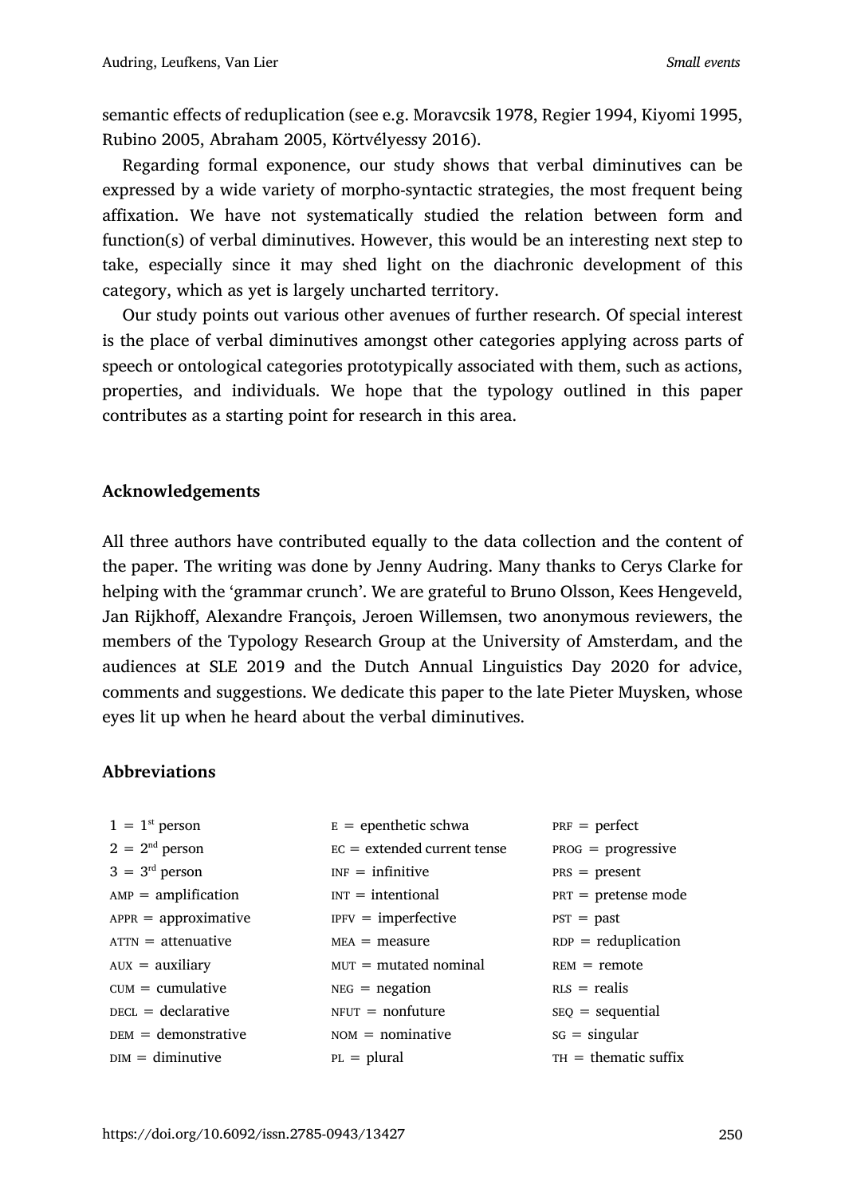semantic effects of reduplication (see e.g. Moravcsik 1978, Regier 1994, Kiyomi 1995, Rubino 2005, Abraham 2005, Körtvélyessy 2016).

Regarding formal exponence, our study shows that verbal diminutives can be expressed by a wide variety of morpho-syntactic strategies, the most frequent being affixation. We have not systematically studied the relation between form and function(s) of verbal diminutives. However, this would be an interesting next step to take, especially since it may shed light on the diachronic development of this category, which as yet is largely uncharted territory.

Our study points out various other avenues of further research. Of special interest is the place of verbal diminutives amongst other categories applying across parts of speech or ontological categories prototypically associated with them, such as actions, properties, and individuals. We hope that the typology outlined in this paper contributes as a starting point for research in this area.

## Acknowledgements

All three authors have contributed equally to the data collection and the content of the paper. The writing was done by Jenny Audring. Many thanks to Cerys Clarke for helping with the 'grammar crunch'. We are grateful to Bruno Olsson, Kees Hengeveld, Jan Rijkhoff, Alexandre François, Jeroen Willemsen, two anonymous reviewers, the members of the Typology Research Group at the University of Amsterdam, and the audiences at SLE 2019 and the Dutch Annual Linguistics Day 2020 for advice, comments and suggestions. We dedicate this paper to the late Pieter Muysken, whose eyes lit up when he heard about the verbal diminutives.

## Abbreviations

| | | |
|---|---|---|
| 1 = 1st person | E = epenthetic schwa | PRF = perfect |
| 2 = 2nd person | EC = extended current tense | PROG = progressive |
| 3 = 3rd person | INF = infinitive | PRS = present |
| AMP = amplification | INT = intentional | PRT = pretense mode |
| APPR = approximative | IPFV = imperfective | PST = past |
| ATTN = attenuative | MEA = measure | RDP = reduplication |
| AUX = auxiliary | MUT = mutated nominal | REM = remote |
| CUM = cumulative | NEG = negation | RLS = realis |
| DECL = declarative | NFUT = nonfuture | SEQ = sequential |
| DEM = demonstrative | NOM = nominative | SG = singular |
| DIM = diminutive | PL = plural | TH = thematic suffix |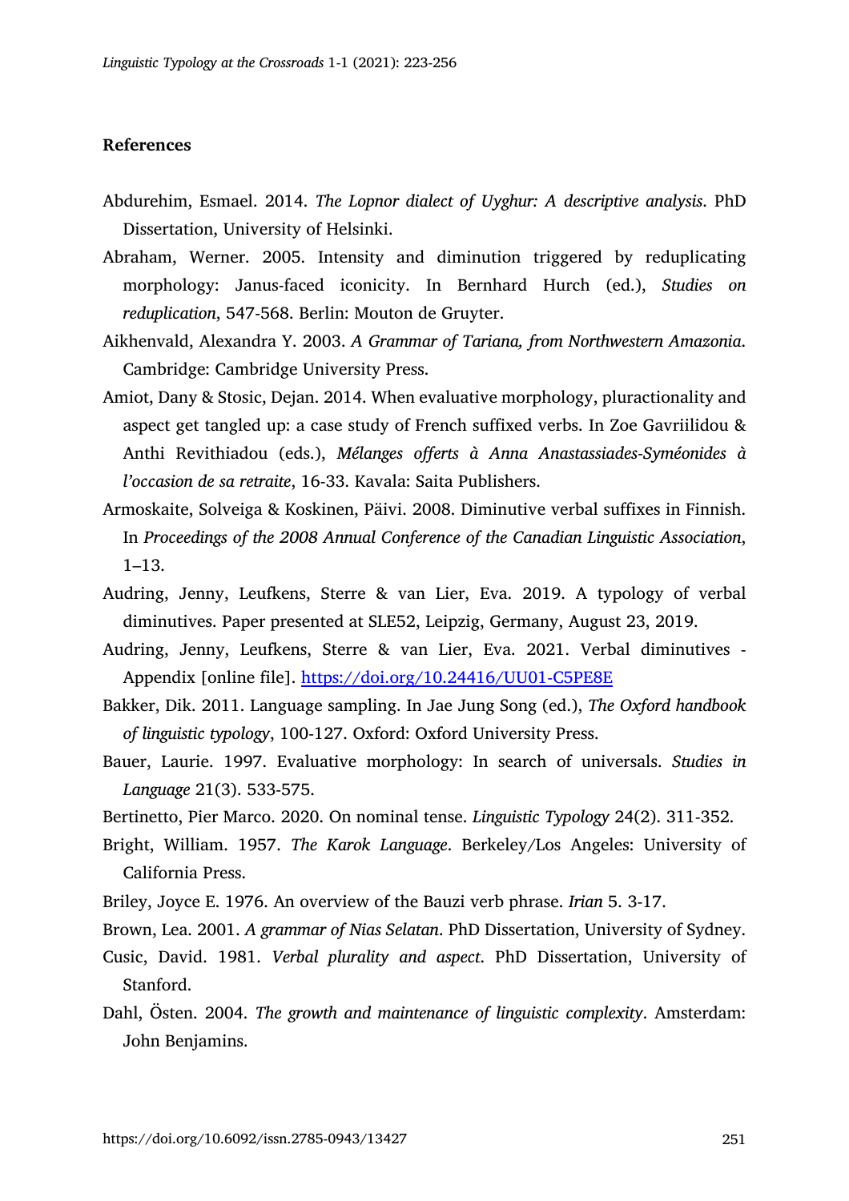## References

Abdurehim, Esmael. 2014. *The Lopnor dialect of Uyghur: A descriptive analysis*. PhD Dissertation, University of Helsinki.

Abraham, Werner. 2005. Intensity and diminution triggered by reduplicating morphology: Janus-faced iconicity. In Bernhard Hurch (ed.), *Studies on reduplication*, 547-568. Berlin: Mouton de Gruyter.

Aikhenvald, Alexandra Y. 2003. *A Grammar of Tariana, from Northwestern Amazonia*. Cambridge: Cambridge University Press.

Amiot, Dany & Stosic, Dejan. 2014. When evaluative morphology, pluractionality and aspect get tangled up: a case study of French suffixed verbs. In Zoe Gavriilidou & Anthi Revithiadou (eds.), *Mélanges offerts à Anna Anastassiades-Syméonides à l'occasion de sa retraite*, 16-33. Kavala: Saita Publishers.

Armoskaite, Solveiga & Koskinen, Päivi. 2008. Diminutive verbal suffixes in Finnish. In *Proceedings of the 2008 Annual Conference of the Canadian Linguistic Association*, 1–13.

Audring, Jenny, Leufkens, Sterre & van Lier, Eva. 2019. A typology of verbal diminutives. Paper presented at SLE52, Leipzig, Germany, August 23, 2019.

Audring, Jenny, Leufkens, Sterre & van Lier, Eva. 2021. Verbal diminutives - Appendix [online file]. https://doi.org/10.24416/UU01-C5PE8E

Bakker, Dik. 2011. Language sampling. In Jae Jung Song (ed.), *The Oxford handbook of linguistic typology*, 100-127. Oxford: Oxford University Press.

Bauer, Laurie. 1997. Evaluative morphology: In search of universals. *Studies in Language* 21(3). 533-575.

Bertinetto, Pier Marco. 2020. On nominal tense. *Linguistic Typology* 24(2). 311-352.

Bright, William. 1957. *The Karok Language*. Berkeley/Los Angeles: University of California Press.

Briley, Joyce E. 1976. An overview of the Bauzi verb phrase. *Irian* 5. 3-17.

Brown, Lea. 2001. *A grammar of Nias Selatan*. PhD Dissertation, University of Sydney.

Cusic, David. 1981. *Verbal plurality and aspect*. PhD Dissertation, University of Stanford.

Dahl, Östen. 2004. *The growth and maintenance of linguistic complexity*. Amsterdam: John Benjamins.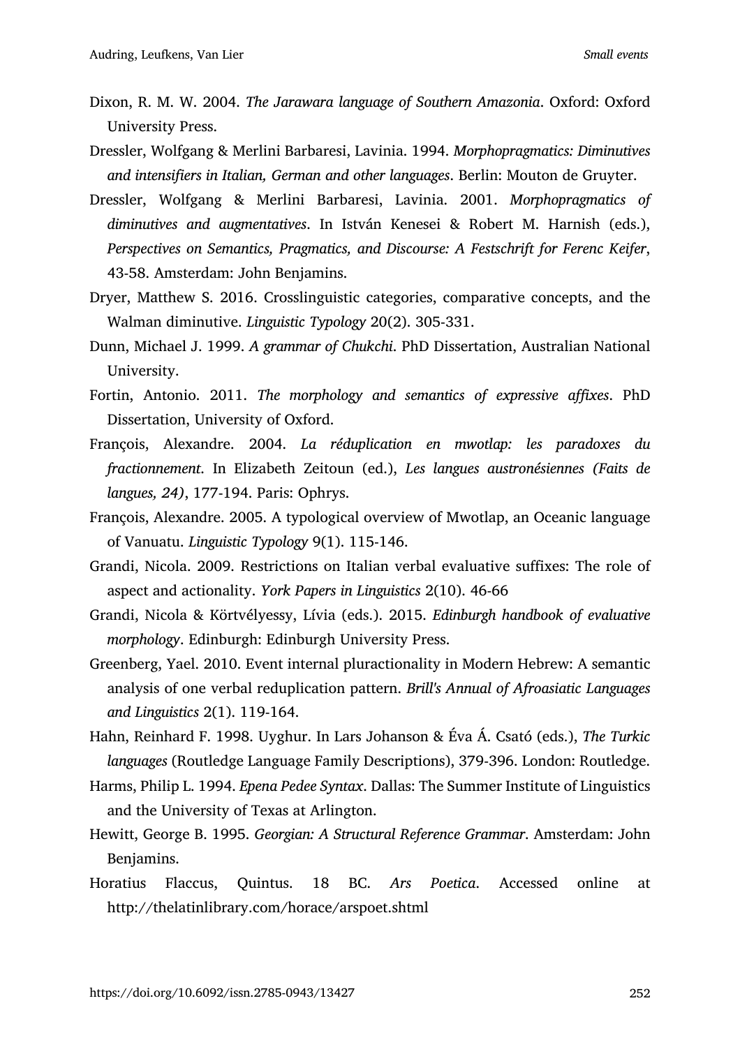Dixon, R. M. W. 2004. *The Jarawara language of Southern Amazonia*. Oxford: Oxford University Press.

Dressler, Wolfgang & Merlini Barbaresi, Lavinia. 1994. *Morphopragmatics: Diminutives and intensifiers in Italian, German and other languages*. Berlin: Mouton de Gruyter.

Dressler, Wolfgang & Merlini Barbaresi, Lavinia. 2001. *Morphopragmatics of diminutives and augmentatives*. In István Kenesei & Robert M. Harnish (eds.), *Perspectives on Semantics, Pragmatics, and Discourse: A Festschrift for Ferenc Keifer*, 43-58. Amsterdam: John Benjamins.

Dryer, Matthew S. 2016. Crosslinguistic categories, comparative concepts, and the Walman diminutive. *Linguistic Typology* 20(2). 305-331.

Dunn, Michael J. 1999. *A grammar of Chukchi*. PhD Dissertation, Australian National University.

Fortin, Antonio. 2011. *The morphology and semantics of expressive affixes*. PhD Dissertation, University of Oxford.

François, Alexandre. 2004. *La réduplication en mwotlap: les paradoxes du fractionnement*. In Elizabeth Zeitoun (ed.), *Les langues austronésiennes (Faits de langues, 24)*, 177-194. Paris: Ophrys.

François, Alexandre. 2005. A typological overview of Mwotlap, an Oceanic language of Vanuatu. *Linguistic Typology* 9(1). 115-146.

Grandi, Nicola. 2009. Restrictions on Italian verbal evaluative suffixes: The role of aspect and actionality. *York Papers in Linguistics* 2(10). 46-66

Grandi, Nicola & Körtvélyessy, Lívia (eds.). 2015. *Edinburgh handbook of evaluative morphology*. Edinburgh: Edinburgh University Press.

Greenberg, Yael. 2010. Event internal pluractionality in Modern Hebrew: A semantic analysis of one verbal reduplication pattern. *Brill's Annual of Afroasiatic Languages and Linguistics* 2(1). 119-164.

Hahn, Reinhard F. 1998. Uyghur. In Lars Johanson & Éva Á. Csató (eds.), *The Turkic languages* (Routledge Language Family Descriptions), 379-396. London: Routledge.

Harms, Philip L. 1994. *Epena Pedee Syntax*. Dallas: The Summer Institute of Linguistics and the University of Texas at Arlington.

Hewitt, George B. 1995. *Georgian: A Structural Reference Grammar*. Amsterdam: John Benjamins.

Horatius Flaccus, Quintus. 18 BC. *Ars Poetica*. Accessed online at http://thelatinlibrary.com/horace/arspoet.shtml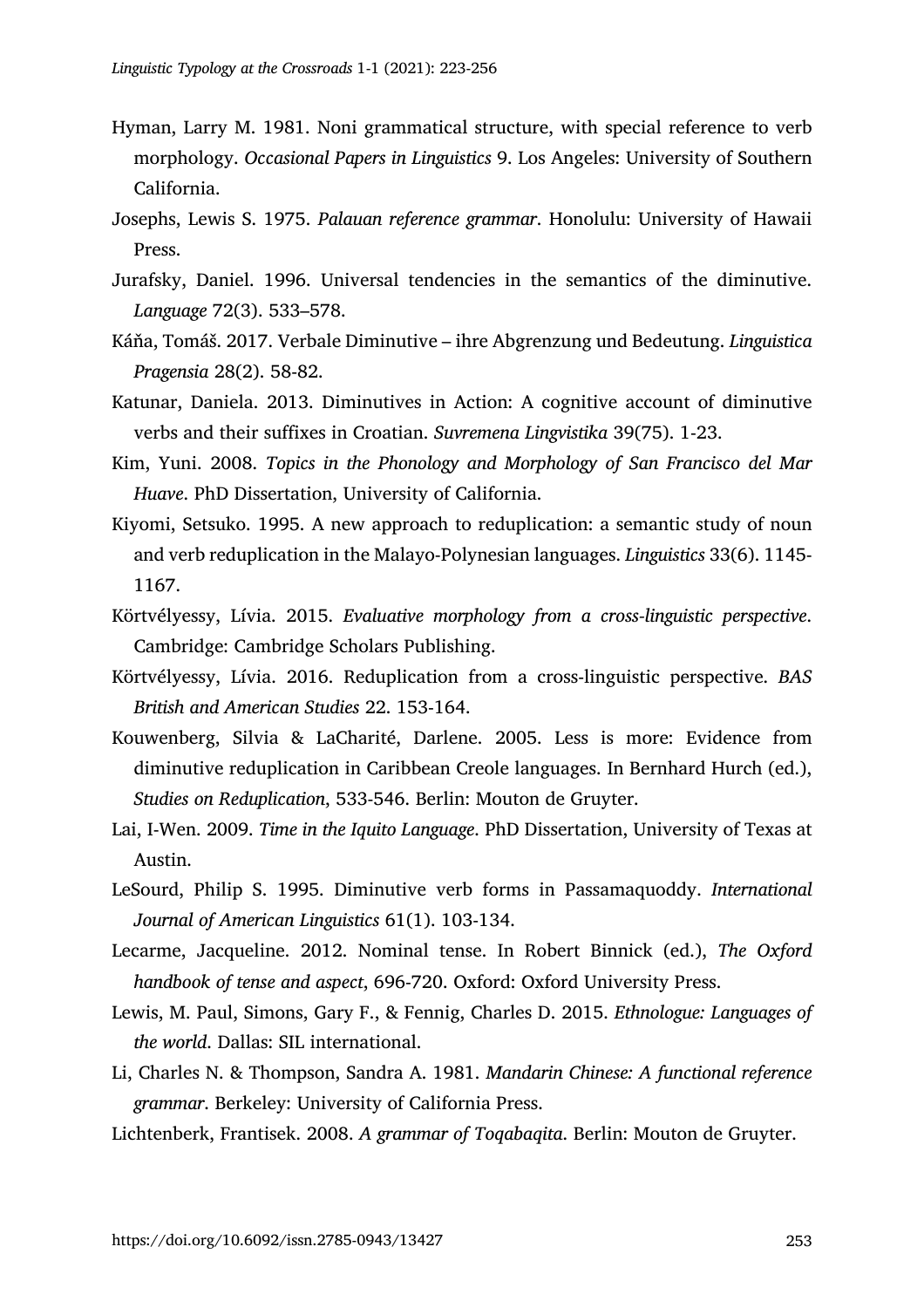Hyman, Larry M. 1981. Noni grammatical structure, with special reference to verb morphology. *Occasional Papers in Linguistics* 9. Los Angeles: University of Southern California.

Josephs, Lewis S. 1975. *Palauan reference grammar*. Honolulu: University of Hawaii Press.

Jurafsky, Daniel. 1996. Universal tendencies in the semantics of the diminutive. *Language* 72(3). 533–578.

Káňa, Tomáš. 2017. Verbale Diminutive – ihre Abgrenzung und Bedeutung. *Linguistica Pragensia* 28(2). 58-82.

Katunar, Daniela. 2013. Diminutives in Action: A cognitive account of diminutive verbs and their suffixes in Croatian. *Suvremena Lingvistika* 39(75). 1-23.

Kim, Yuni. 2008. *Topics in the Phonology and Morphology of San Francisco del Mar Huave*. PhD Dissertation, University of California.

Kiyomi, Setsuko. 1995. A new approach to reduplication: a semantic study of noun and verb reduplication in the Malayo-Polynesian languages. *Linguistics* 33(6). 1145-1167.

Körtvélyessy, Lívia. 2015. *Evaluative morphology from a cross-linguistic perspective*. Cambridge: Cambridge Scholars Publishing.

Körtvélyessy, Lívia. 2016. Reduplication from a cross-linguistic perspective. *BAS British and American Studies* 22. 153-164.

Kouwenberg, Silvia & LaCharité, Darlene. 2005. Less is more: Evidence from diminutive reduplication in Caribbean Creole languages. In Bernhard Hurch (ed.), *Studies on Reduplication*, 533-546. Berlin: Mouton de Gruyter.

Lai, I-Wen. 2009. *Time in the Iquito Language*. PhD Dissertation, University of Texas at Austin.

LeSourd, Philip S. 1995. Diminutive verb forms in Passamaquoddy. *International Journal of American Linguistics* 61(1). 103-134.

Lecarme, Jacqueline. 2012. Nominal tense. In Robert Binnick (ed.), *The Oxford handbook of tense and aspect*, 696-720. Oxford: Oxford University Press.

Lewis, M. Paul, Simons, Gary F., & Fennig, Charles D. 2015. *Ethnologue: Languages of the world*. Dallas: SIL international.

Li, Charles N. & Thompson, Sandra A. 1981. *Mandarin Chinese: A functional reference grammar*. Berkeley: University of California Press.

Lichtenberk, Frantisek. 2008. *A grammar of Toqabaqita*. Berlin: Mouton de Gruyter.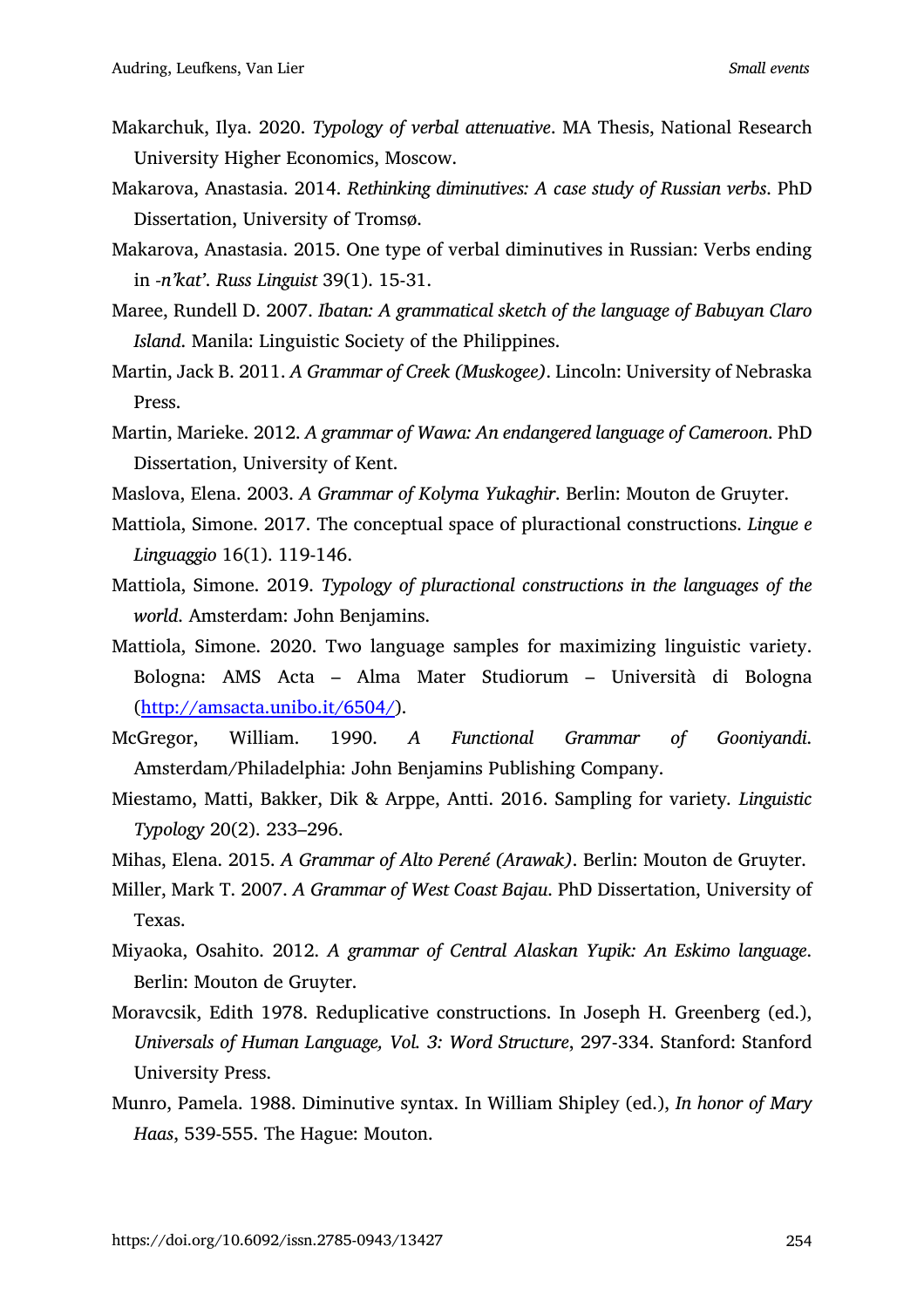Makarchuk, Ilya. 2020. *Typology of verbal attenuative*. MA Thesis, National Research University Higher Economics, Moscow.

Makarova, Anastasia. 2014. *Rethinking diminutives: A case study of Russian verbs*. PhD Dissertation, University of Tromsø.

Makarova, Anastasia. 2015. One type of verbal diminutives in Russian: Verbs ending in *-n'kat'*. *Russ Linguist* 39(1). 15-31.

Maree, Rundell D. 2007. *Ibatan: A grammatical sketch of the language of Babuyan Claro Island*. Manila: Linguistic Society of the Philippines.

Martin, Jack B. 2011. *A Grammar of Creek (Muskogee)*. Lincoln: University of Nebraska Press.

Martin, Marieke. 2012. *A grammar of Wawa: An endangered language of Cameroon*. PhD Dissertation, University of Kent.

Maslova, Elena. 2003. *A Grammar of Kolyma Yukaghir*. Berlin: Mouton de Gruyter.

Mattiola, Simone. 2017. The conceptual space of pluractional constructions. *Lingue e Linguaggio* 16(1). 119-146.

Mattiola, Simone. 2019. *Typology of pluractional constructions in the languages of the world*. Amsterdam: John Benjamins.

Mattiola, Simone. 2020. Two language samples for maximizing linguistic variety. Bologna: AMS Acta – Alma Mater Studiorum – Università di Bologna (http://amsacta.unibo.it/6504/).

McGregor, William. 1990. *A Functional Grammar of Gooniyandi*. Amsterdam/Philadelphia: John Benjamins Publishing Company.

Miestamo, Matti, Bakker, Dik & Arppe, Antti. 2016. Sampling for variety. *Linguistic Typology* 20(2). 233–296.

Mihas, Elena. 2015. *A Grammar of Alto Perené (Arawak)*. Berlin: Mouton de Gruyter.

Miller, Mark T. 2007. *A Grammar of West Coast Bajau*. PhD Dissertation, University of Texas.

Miyaoka, Osahito. 2012. *A grammar of Central Alaskan Yupik: An Eskimo language*. Berlin: Mouton de Gruyter.

Moravcsik, Edith 1978. Reduplicative constructions. In Joseph H. Greenberg (ed.), *Universals of Human Language, Vol. 3: Word Structure*, 297-334. Stanford: Stanford University Press.

Munro, Pamela. 1988. Diminutive syntax. In William Shipley (ed.), *In honor of Mary Haas*, 539-555. The Hague: Mouton.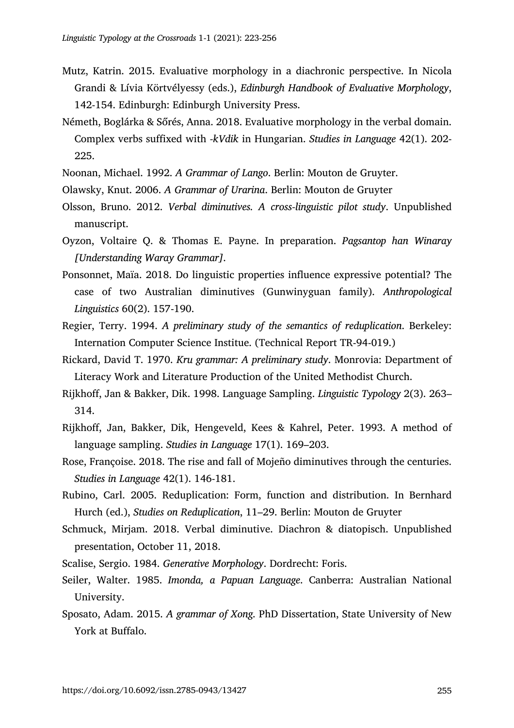Mutz, Katrin. 2015. Evaluative morphology in a diachronic perspective. In Nicola Grandi & Lívia Körtvélyessy (eds.), *Edinburgh Handbook of Evaluative Morphology*, 142-154. Edinburgh: Edinburgh University Press.

Németh, Boglárka & Sőrés, Anna. 2018. Evaluative morphology in the verbal domain. Complex verbs suffixed with *-kVdik* in Hungarian. *Studies in Language* 42(1). 202-225.

Noonan, Michael. 1992. *A Grammar of Lango*. Berlin: Mouton de Gruyter.

Olawsky, Knut. 2006. *A Grammar of Urarina*. Berlin: Mouton de Gruyter

Olsson, Bruno. 2012. *Verbal diminutives. A cross-linguistic pilot study*. Unpublished manuscript.

Oyzon, Voltaire Q. & Thomas E. Payne. In preparation. *Pagsantop han Winaray [Understanding Waray Grammar]*.

Ponsonnet, Maïa. 2018. Do linguistic properties influence expressive potential? The case of two Australian diminutives (Gunwinyguan family). *Anthropological Linguistics* 60(2). 157-190.

Regier, Terry. 1994. *A preliminary study of the semantics of reduplication*. Berkeley: Internation Computer Science Institue. (Technical Report TR-94-019.)

Rickard, David T. 1970. *Kru grammar: A preliminary study*. Monrovia: Department of Literacy Work and Literature Production of the United Methodist Church.

Rijkhoff, Jan & Bakker, Dik. 1998. Language Sampling. *Linguistic Typology* 2(3). 263–314.

Rijkhoff, Jan, Bakker, Dik, Hengeveld, Kees & Kahrel, Peter. 1993. A method of language sampling. *Studies in Language* 17(1). 169–203.

Rose, Françoise. 2018. The rise and fall of Mojeño diminutives through the centuries. *Studies in Language* 42(1). 146-181.

Rubino, Carl. 2005. Reduplication: Form, function and distribution. In Bernhard Hurch (ed.), *Studies on Reduplication*, 11–29. Berlin: Mouton de Gruyter

Schmuck, Mirjam. 2018. Verbal diminutive. Diachron & diatopisch. Unpublished presentation, October 11, 2018.

Scalise, Sergio. 1984. *Generative Morphology*. Dordrecht: Foris.

Seiler, Walter. 1985. *Imonda, a Papuan Language*. Canberra: Australian National University.

Sposato, Adam. 2015. *A grammar of Xong*. PhD Dissertation, State University of New York at Buffalo.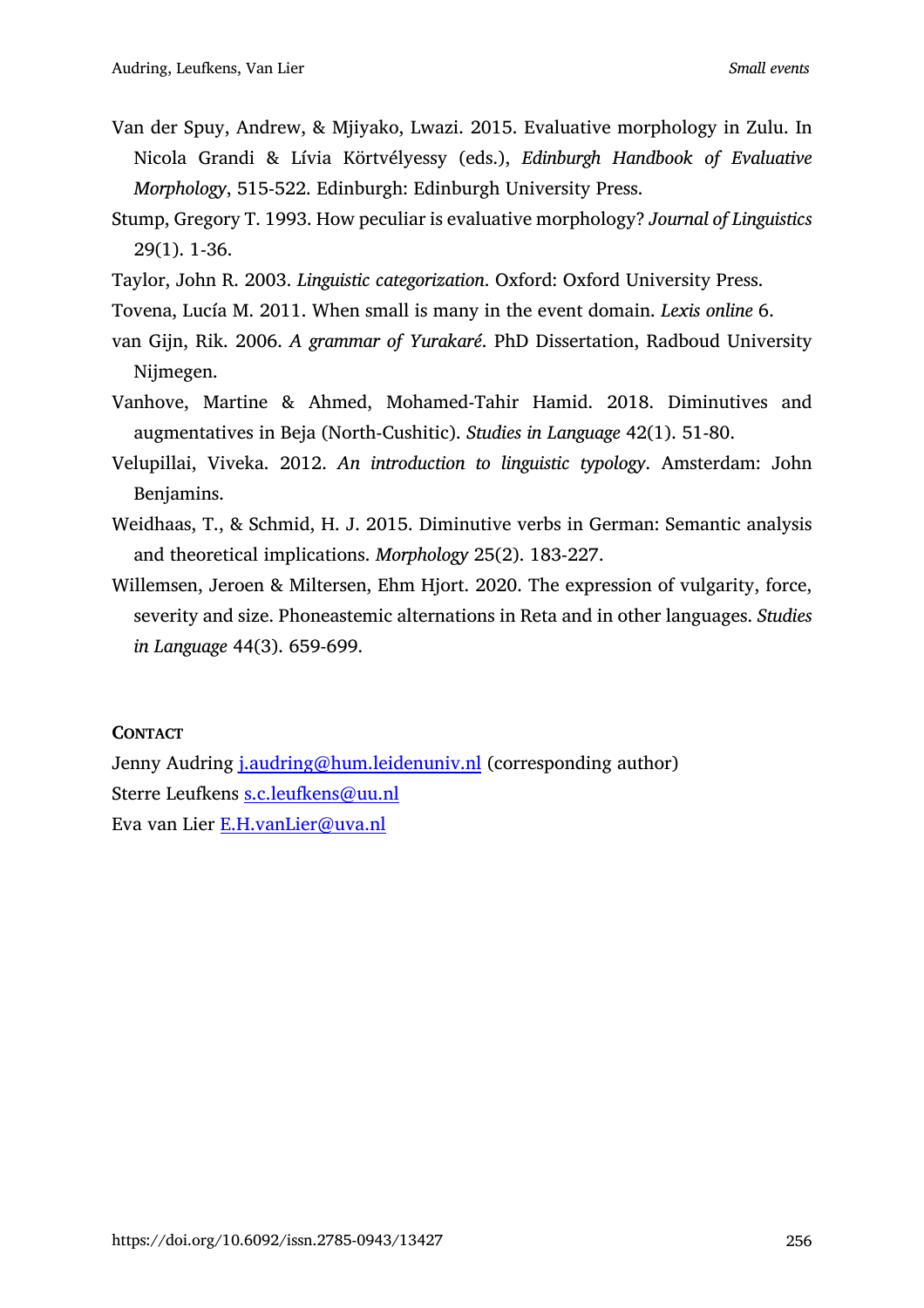Van der Spuy, Andrew, & Mjiyako, Lwazi. 2015. Evaluative morphology in Zulu. In Nicola Grandi & Lívia Körtvélyessy (eds.), *Edinburgh Handbook of Evaluative Morphology*, 515-522. Edinburgh: Edinburgh University Press.

Stump, Gregory T. 1993. How peculiar is evaluative morphology? *Journal of Linguistics* 29(1). 1-36.

Taylor, John R. 2003. *Linguistic categorization*. Oxford: Oxford University Press.

Tovena, Lucía M. 2011. When small is many in the event domain. *Lexis online* 6.

van Gijn, Rik. 2006. *A grammar of Yurakaré*. PhD Dissertation, Radboud University Nijmegen.

Vanhove, Martine & Ahmed, Mohamed-Tahir Hamid. 2018. Diminutives and augmentatives in Beja (North-Cushitic). *Studies in Language* 42(1). 51-80.

Velupillai, Viveka. 2012. *An introduction to linguistic typology*. Amsterdam: John Benjamins.

Weidhaas, T., & Schmid, H. J. 2015. Diminutive verbs in German: Semantic analysis and theoretical implications. *Morphology* 25(2). 183-227.

Willemsen, Jeroen & Miltersen, Ehm Hjort. 2020. The expression of vulgarity, force, severity and size. Phoneastemic alternations in Reta and in other languages. *Studies in Language* 44(3). 659-699.

**CONTACT**

Jenny Audring j.audring@hum.leidenuniv.nl (corresponding author)
Sterre Leufkens s.c.leufkens@uu.nl
Eva van Lier E.H.vanLier@uva.nl

https://doi.org/10.6092/issn.2785-0943/13427